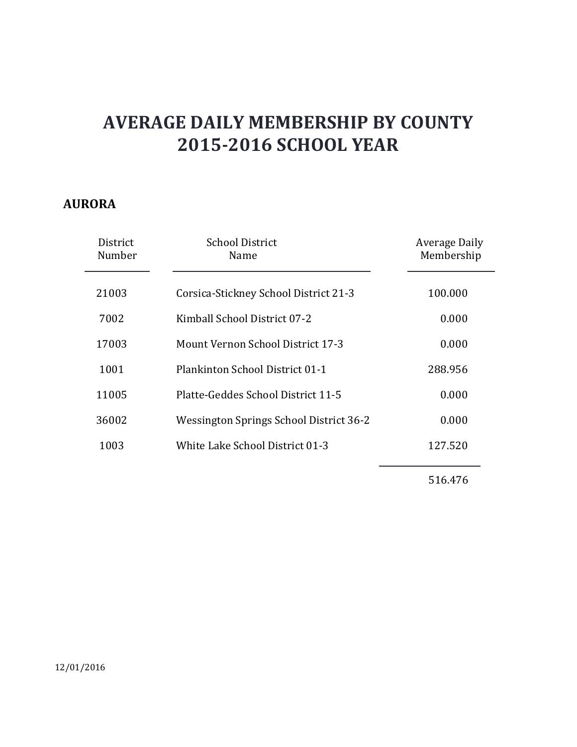# AVERAGE DAILY MEMBERSHIP BY COUNTY
# 2015-2016 SCHOOL YEAR

## AURORA

| District Number | School District Name | Average Daily Membership |
|---|---|---|
| 21003 | Corsica-Stickney School District 21-3 | 100.000 |
| 7002 | Kimball School District 07-2 | 0.000 |
| 17003 | Mount Vernon School District 17-3 | 0.000 |
| 1001 | Plankinton School District 01-1 | 288.956 |
| 11005 | Platte-Geddes School District 11-5 | 0.000 |
| 36002 | Wessington Springs School District 36-2 | 0.000 |
| 1003 | White Lake School District 01-3 | 127.520 |
| | | 516.476 |

12/01/2016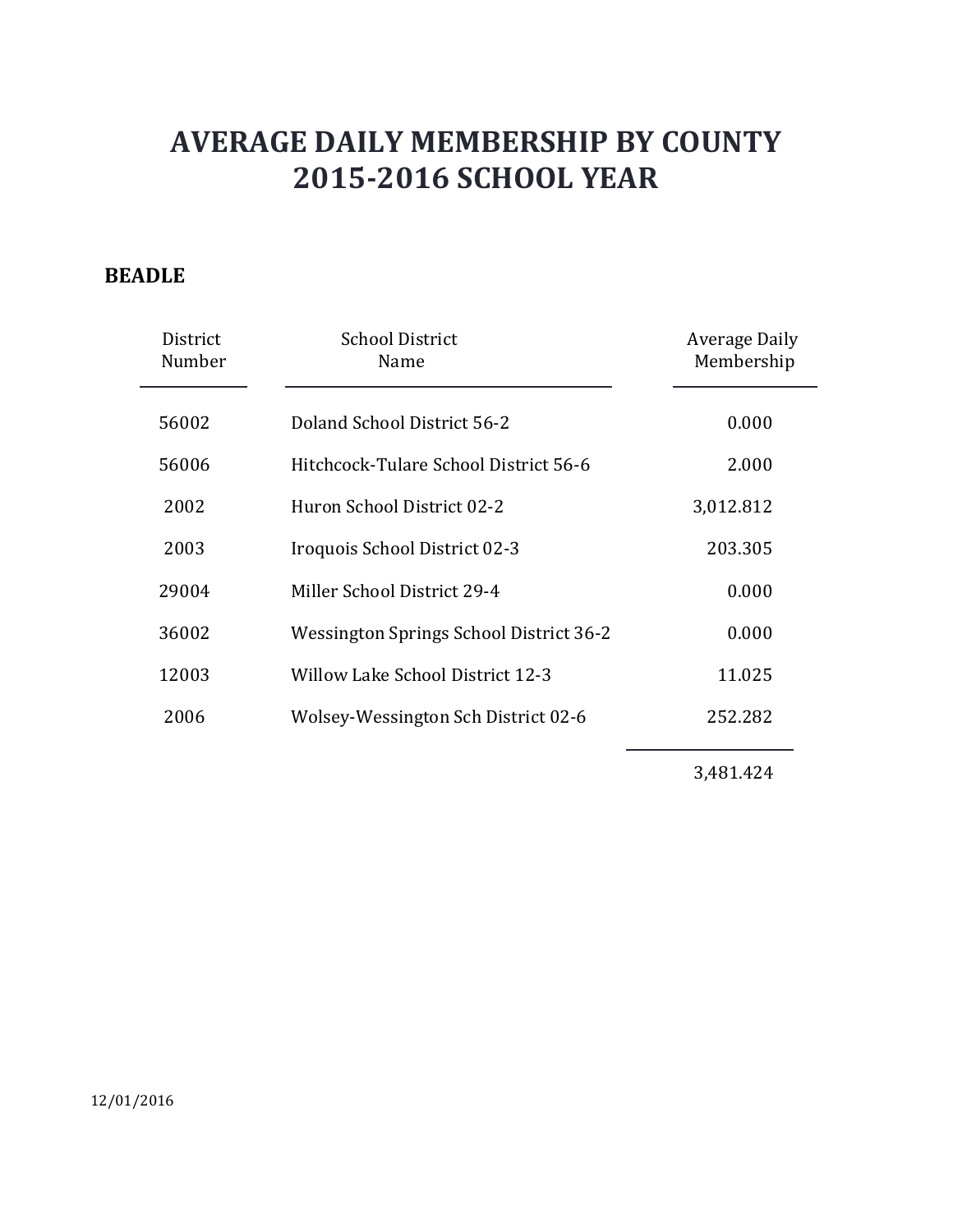# AVERAGE DAILY MEMBERSHIP BY COUNTY
# 2015-2016 SCHOOL YEAR

## BEADLE

| District Number | School District Name | Average Daily Membership |
|---|---|---|
| 56002 | Doland School District 56-2 | 0.000 |
| 56006 | Hitchcock-Tulare School District 56-6 | 2.000 |
| 2002 | Huron School District 02-2 | 3,012.812 |
| 2003 | Iroquois School District 02-3 | 203.305 |
| 29004 | Miller School District 29-4 | 0.000 |
| 36002 | Wessington Springs School District 36-2 | 0.000 |
| 12003 | Willow Lake School District 12-3 | 11.025 |
| 2006 | Wolsey-Wessington Sch District 02-6 | 252.282 |
| | | 3,481.424 |

12/01/2016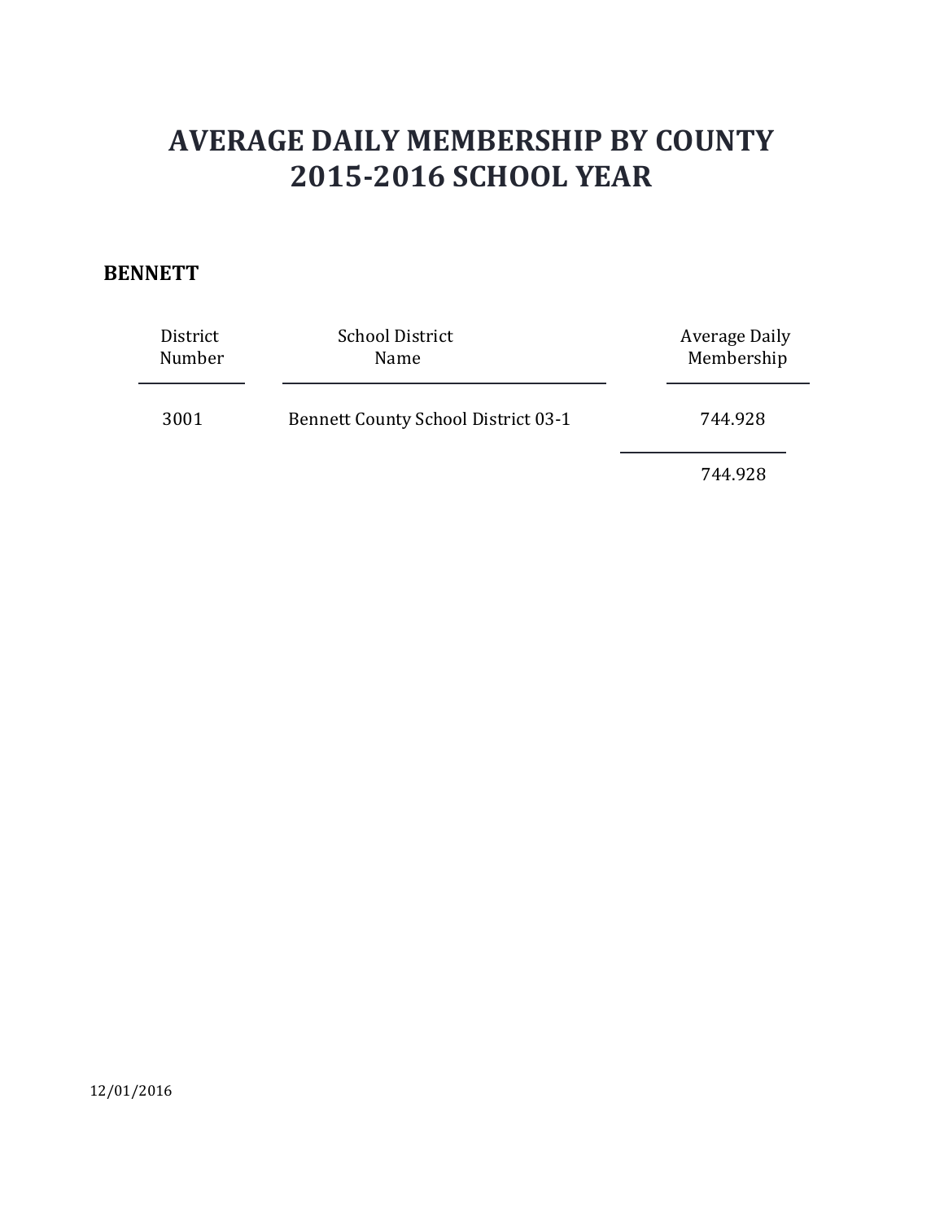# AVERAGE DAILY MEMBERSHIP BY COUNTY
# 2015-2016 SCHOOL YEAR

**BENNETT**

| District Number | School District Name | Average Daily Membership |
|---|---|---|
| 3001 | Bennett County School District 03-1 | 744.928 |
| | | 744.928 |

12/01/2016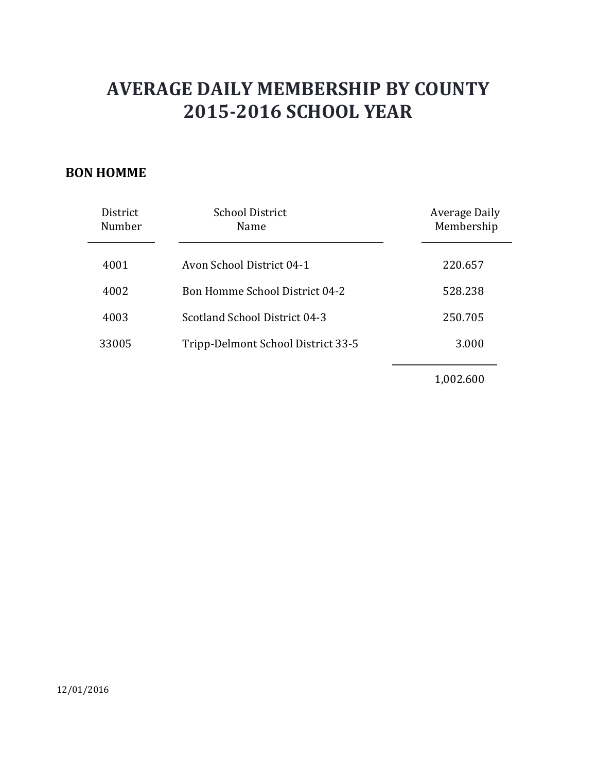# AVERAGE DAILY MEMBERSHIP BY COUNTY
# 2015-2016 SCHOOL YEAR

**BON HOMME**

| District Number | School District Name | Average Daily Membership |
|---|---|---|
| 4001 | Avon School District 04-1 | 220.657 |
| 4002 | Bon Homme School District 04-2 | 528.238 |
| 4003 | Scotland School District 04-3 | 250.705 |
| 33005 | Tripp-Delmont School District 33-5 | 3.000 |
| | | 1,002.600 |

12/01/2016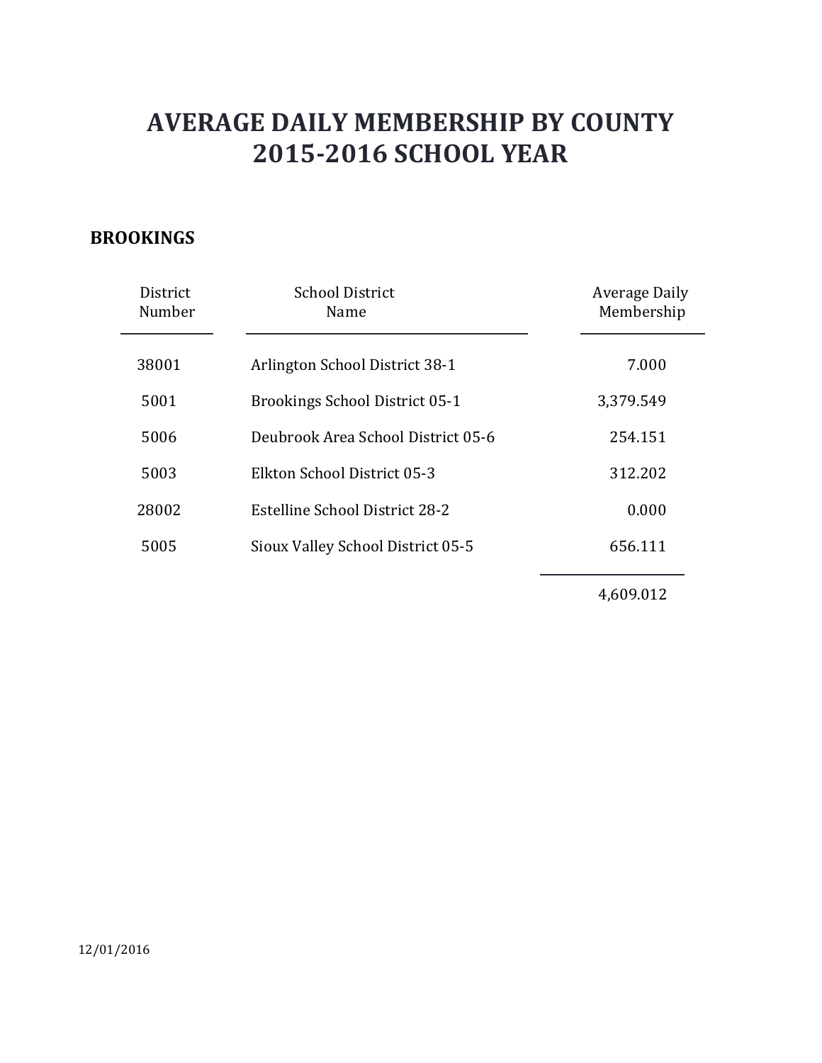# AVERAGE DAILY MEMBERSHIP BY COUNTY
# 2015-2016 SCHOOL YEAR

## BROOKINGS

| District Number | School District Name | Average Daily Membership |
|---|---|---|
| 38001 | Arlington School District 38-1 | 7.000 |
| 5001 | Brookings School District 05-1 | 3,379.549 |
| 5006 | Deubrook Area School District 05-6 | 254.151 |
| 5003 | Elkton School District 05-3 | 312.202 |
| 28002 | Estelline School District 28-2 | 0.000 |
| 5005 | Sioux Valley School District 05-5 | 656.111 |
| | | 4,609.012 |

12/01/2016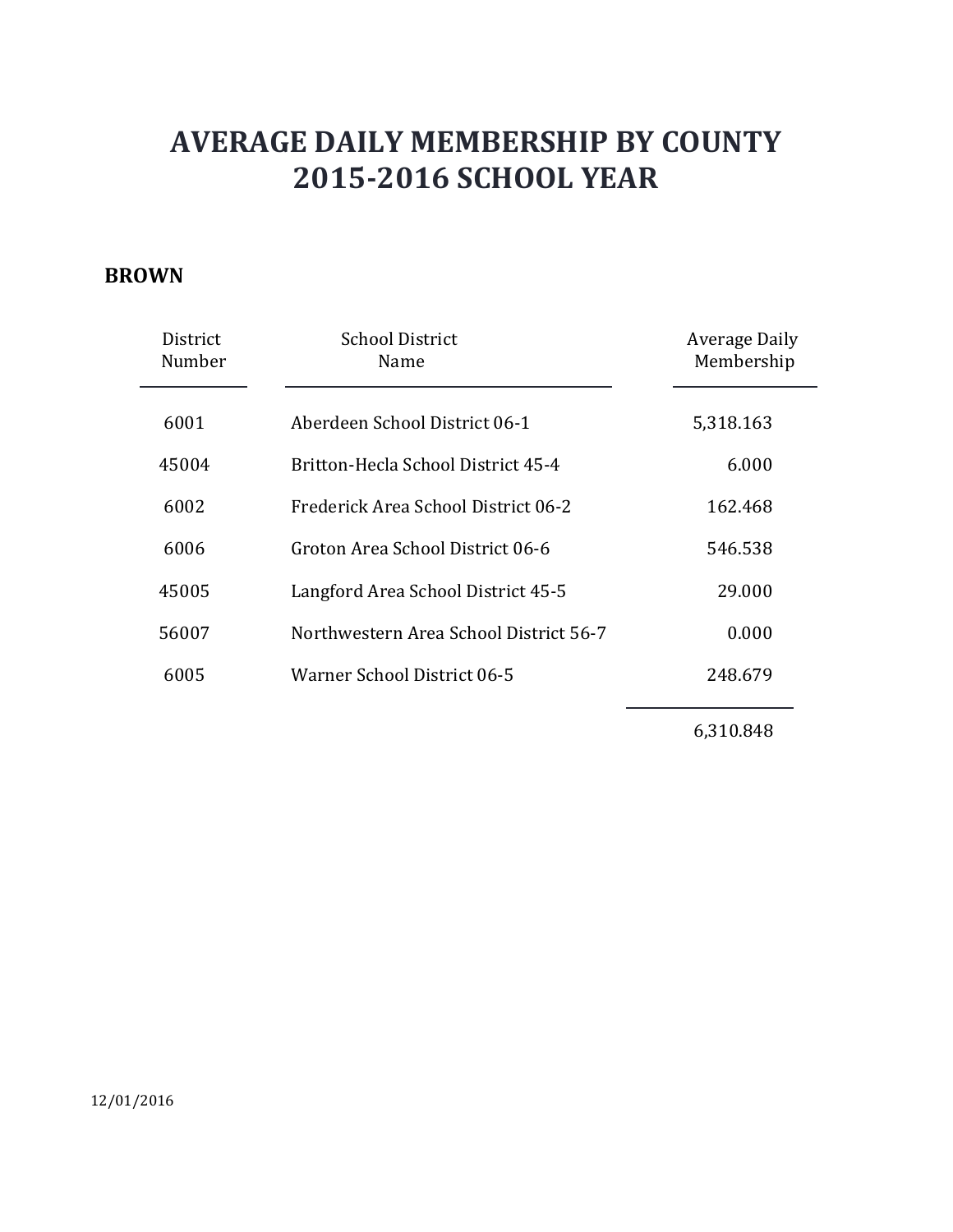# AVERAGE DAILY MEMBERSHIP BY COUNTY
# 2015-2016 SCHOOL YEAR

## BROWN

| District Number | School District Name | Average Daily Membership |
|---|---|---|
| 6001 | Aberdeen School District 06-1 | 5,318.163 |
| 45004 | Britton-Hecla School District 45-4 | 6.000 |
| 6002 | Frederick Area School District 06-2 | 162.468 |
| 6006 | Groton Area School District 06-6 | 546.538 |
| 45005 | Langford Area School District 45-5 | 29.000 |
| 56007 | Northwestern Area School District 56-7 | 0.000 |
| 6005 | Warner School District 06-5 | 248.679 |
| | | 6,310.848 |

12/01/2016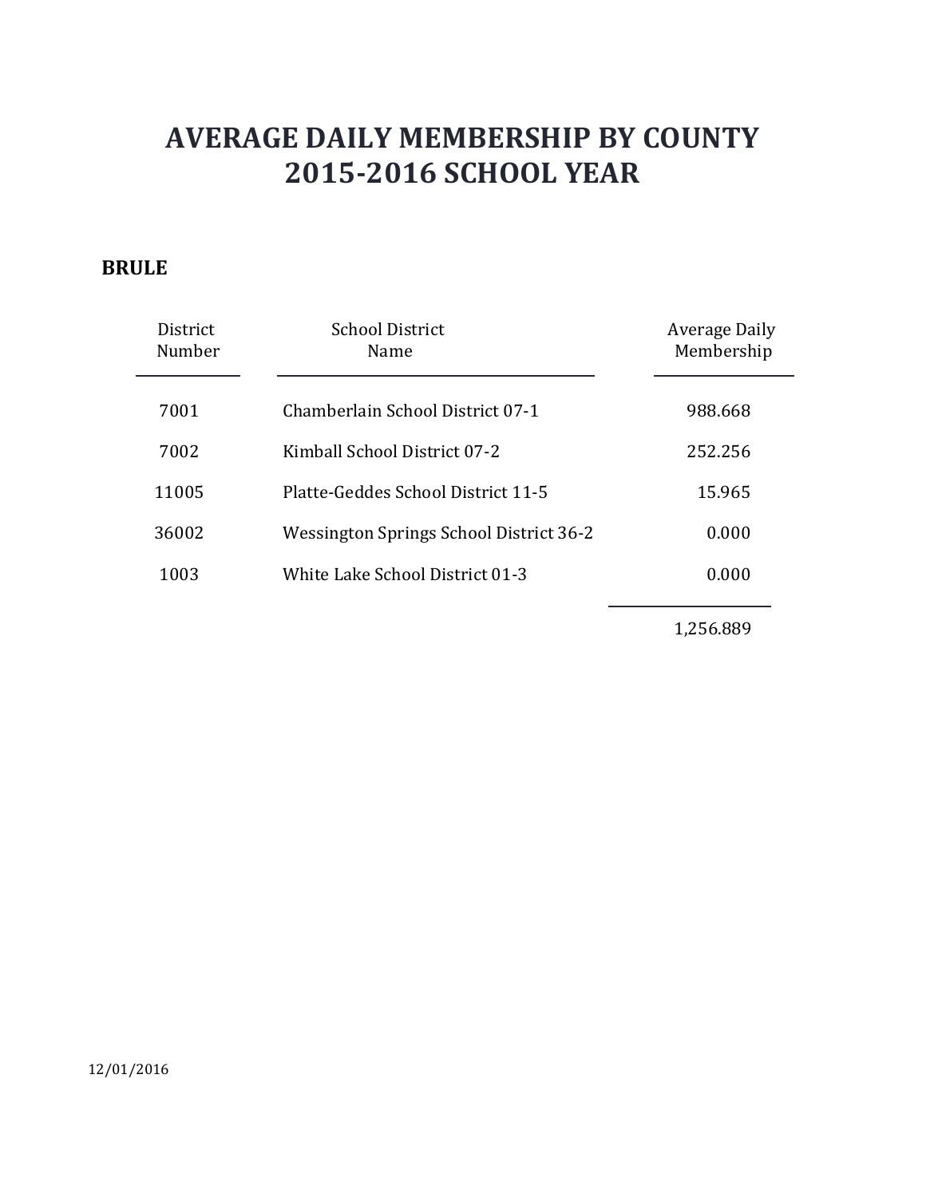# AVERAGE DAILY MEMBERSHIP BY COUNTY
# 2015-2016 SCHOOL YEAR

**BRULE**

| District Number | School District Name | Average Daily Membership |
|---|---|---|
| 7001 | Chamberlain School District 07-1 | 988.668 |
| 7002 | Kimball School District 07-2 | 252.256 |
| 11005 | Platte-Geddes School District 11-5 | 15.965 |
| 36002 | Wessington Springs School District 36-2 | 0.000 |
| 1003 | White Lake School District 01-3 | 0.000 |
| | | 1,256.889 |

12/01/2016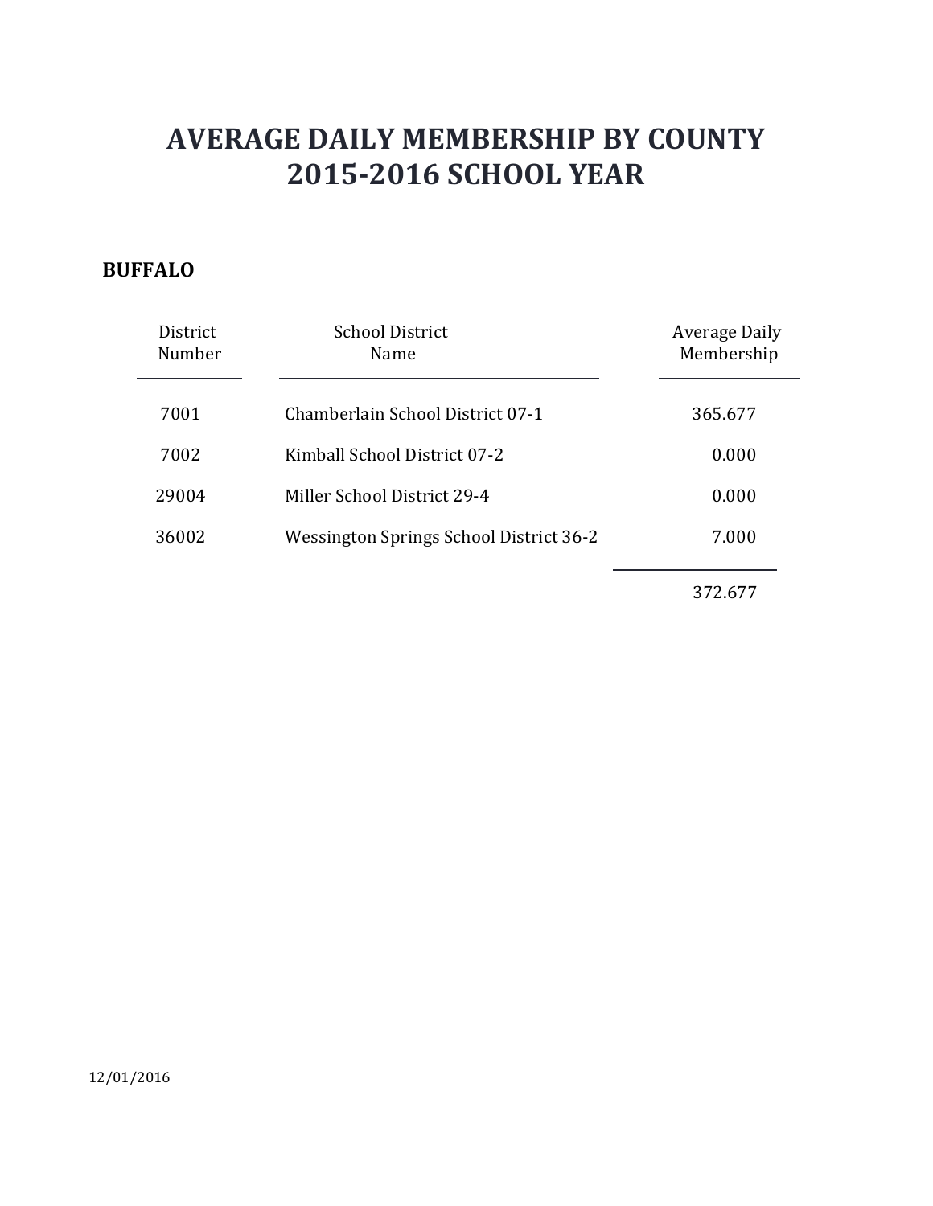# AVERAGE DAILY MEMBERSHIP BY COUNTY
# 2015-2016 SCHOOL YEAR

**BUFFALO**

| District Number | School District Name | Average Daily Membership |
|---|---|---|
| 7001 | Chamberlain School District 07-1 | 365.677 |
| 7002 | Kimball School District 07-2 | 0.000 |
| 29004 | Miller School District 29-4 | 0.000 |
| 36002 | Wessington Springs School District 36-2 | 7.000 |
| | | 372.677 |

12/01/2016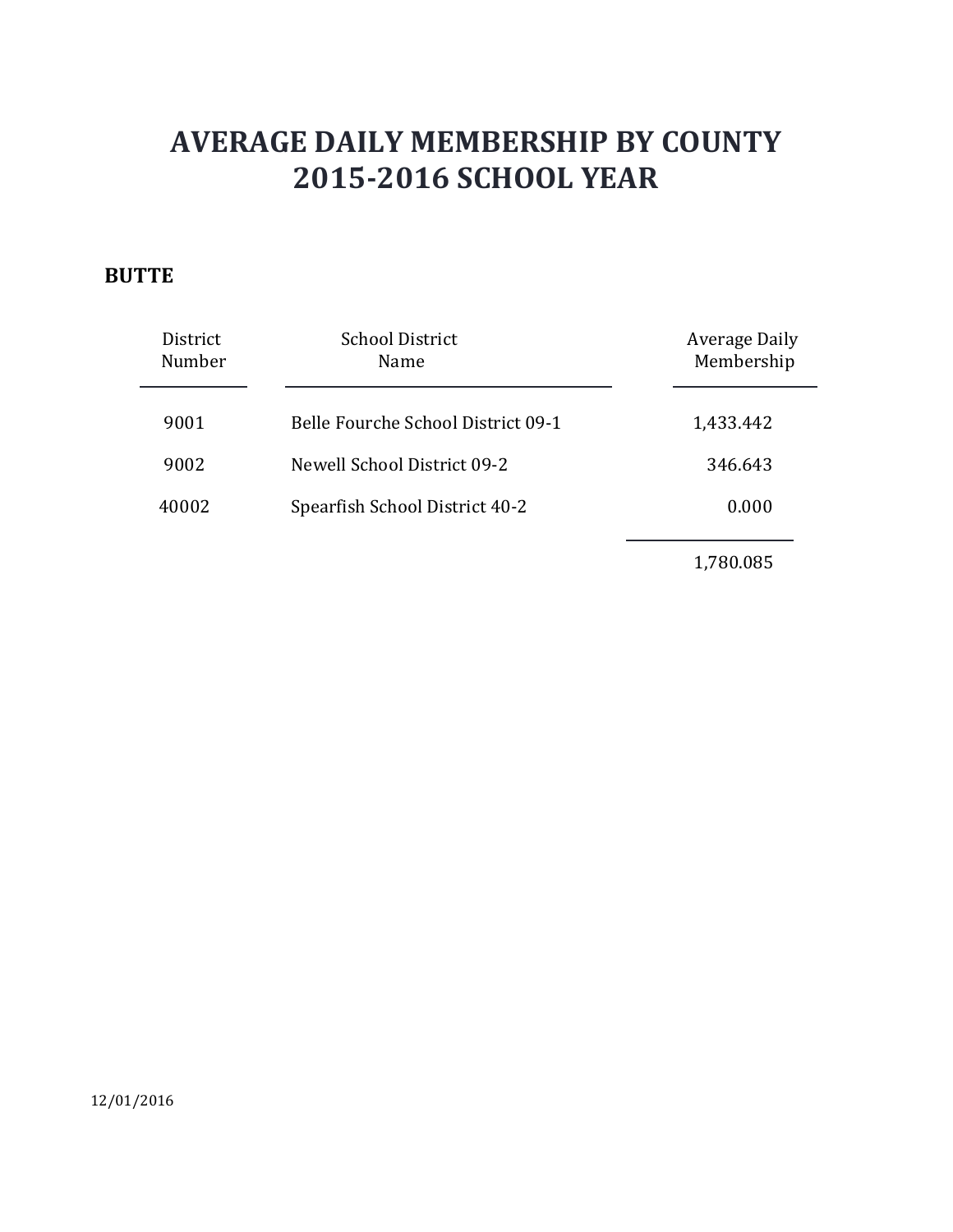# AVERAGE DAILY MEMBERSHIP BY COUNTY
# 2015-2016 SCHOOL YEAR

**BUTTE**

| District Number | School District Name | Average Daily Membership |
|---|---|---|
| 9001 | Belle Fourche School District 09-1 | 1,433.442 |
| 9002 | Newell School District 09-2 | 346.643 |
| 40002 | Spearfish School District 40-2 | 0.000 |
| | | 1,780.085 |

12/01/2016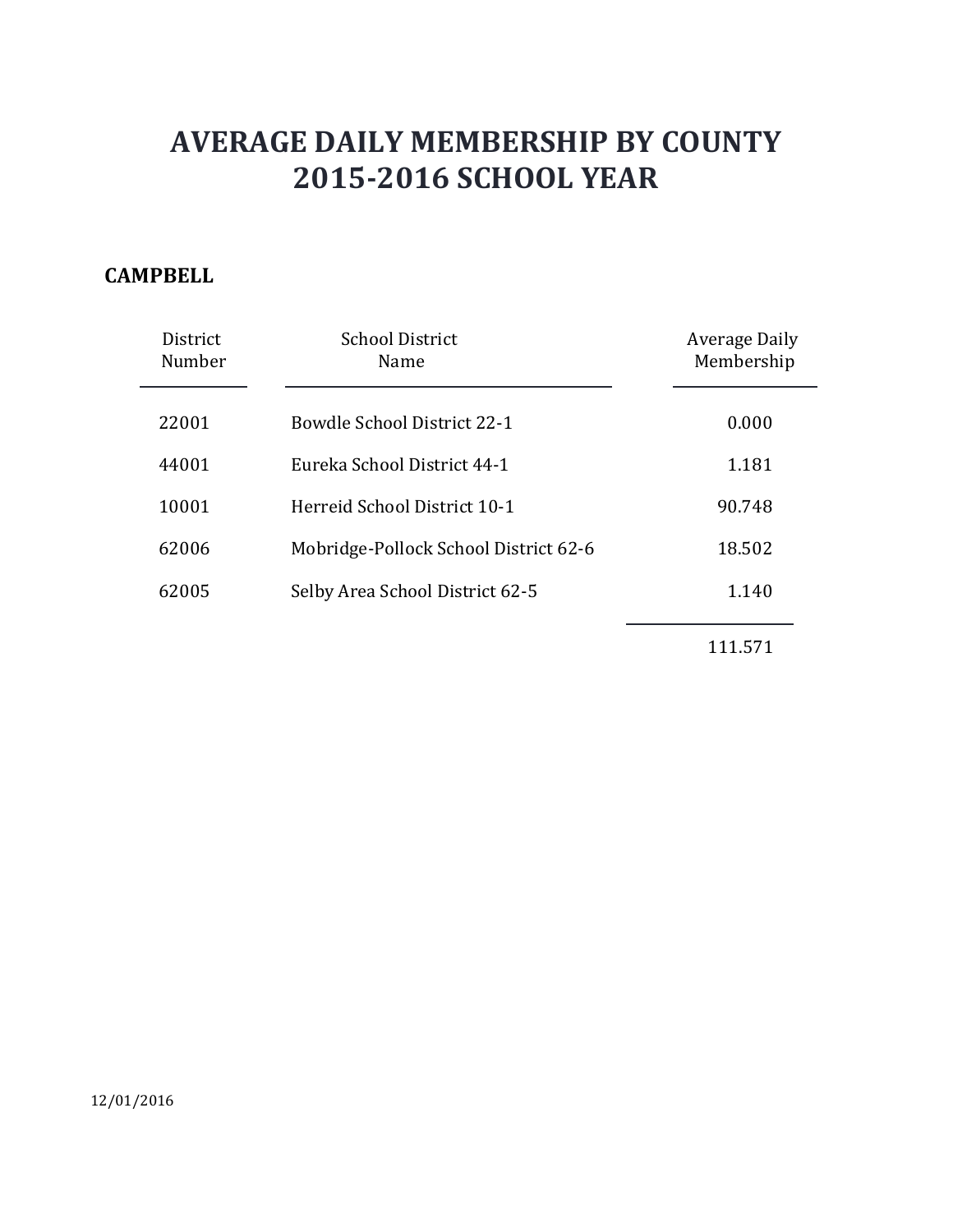# AVERAGE DAILY MEMBERSHIP BY COUNTY
# 2015-2016 SCHOOL YEAR

**CAMPBELL**

| District Number | School District Name | Average Daily Membership |
|---|---|---|
| 22001 | Bowdle School District 22-1 | 0.000 |
| 44001 | Eureka School District 44-1 | 1.181 |
| 10001 | Herreid School District 10-1 | 90.748 |
| 62006 | Mobridge-Pollock School District 62-6 | 18.502 |
| 62005 | Selby Area School District 62-5 | 1.140 |
| | | 111.571 |

12/01/2016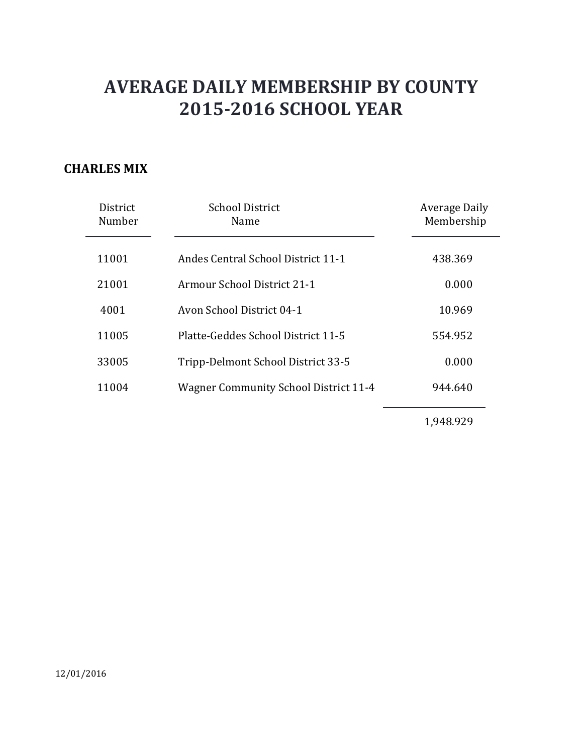# AVERAGE DAILY MEMBERSHIP BY COUNTY
# 2015-2016 SCHOOL YEAR

## CHARLES MIX

| District Number | School District Name | Average Daily Membership |
|---|---|---|
| 11001 | Andes Central School District 11-1 | 438.369 |
| 21001 | Armour School District 21-1 | 0.000 |
| 4001 | Avon School District 04-1 | 10.969 |
| 11005 | Platte-Geddes School District 11-5 | 554.952 |
| 33005 | Tripp-Delmont School District 33-5 | 0.000 |
| 11004 | Wagner Community School District 11-4 | 944.640 |
| | | 1,948.929 |

12/01/2016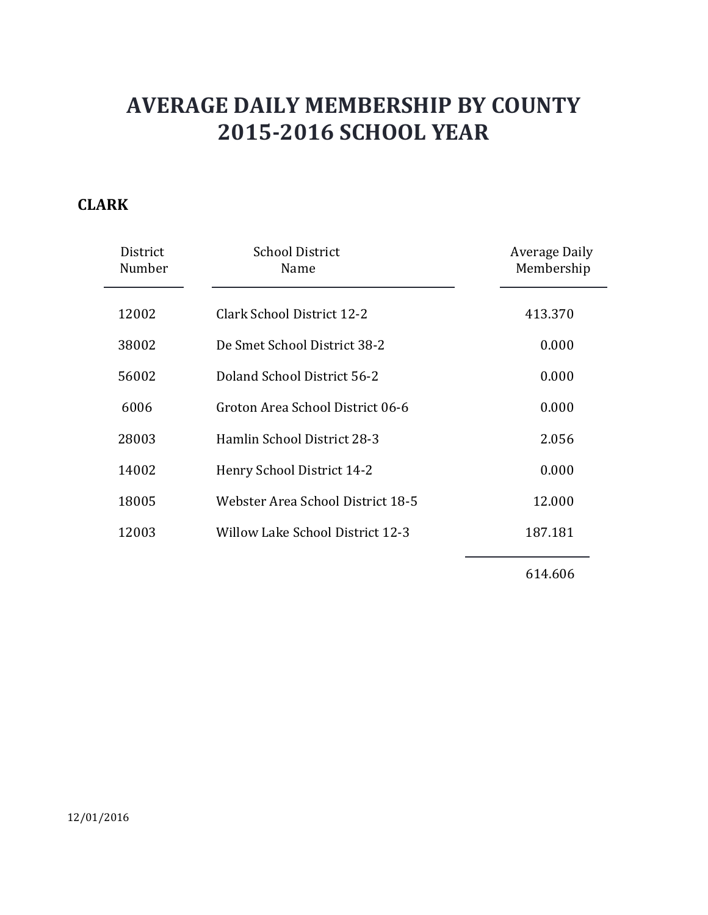# AVERAGE DAILY MEMBERSHIP BY COUNTY
# 2015-2016 SCHOOL YEAR

## CLARK

| District Number | School District Name | Average Daily Membership |
|---|---|---|
| 12002 | Clark School District 12-2 | 413.370 |
| 38002 | De Smet School District 38-2 | 0.000 |
| 56002 | Doland School District 56-2 | 0.000 |
| 6006 | Groton Area School District 06-6 | 0.000 |
| 28003 | Hamlin School District 28-3 | 2.056 |
| 14002 | Henry School District 14-2 | 0.000 |
| 18005 | Webster Area School District 18-5 | 12.000 |
| 12003 | Willow Lake School District 12-3 | 187.181 |
| | | 614.606 |

12/01/2016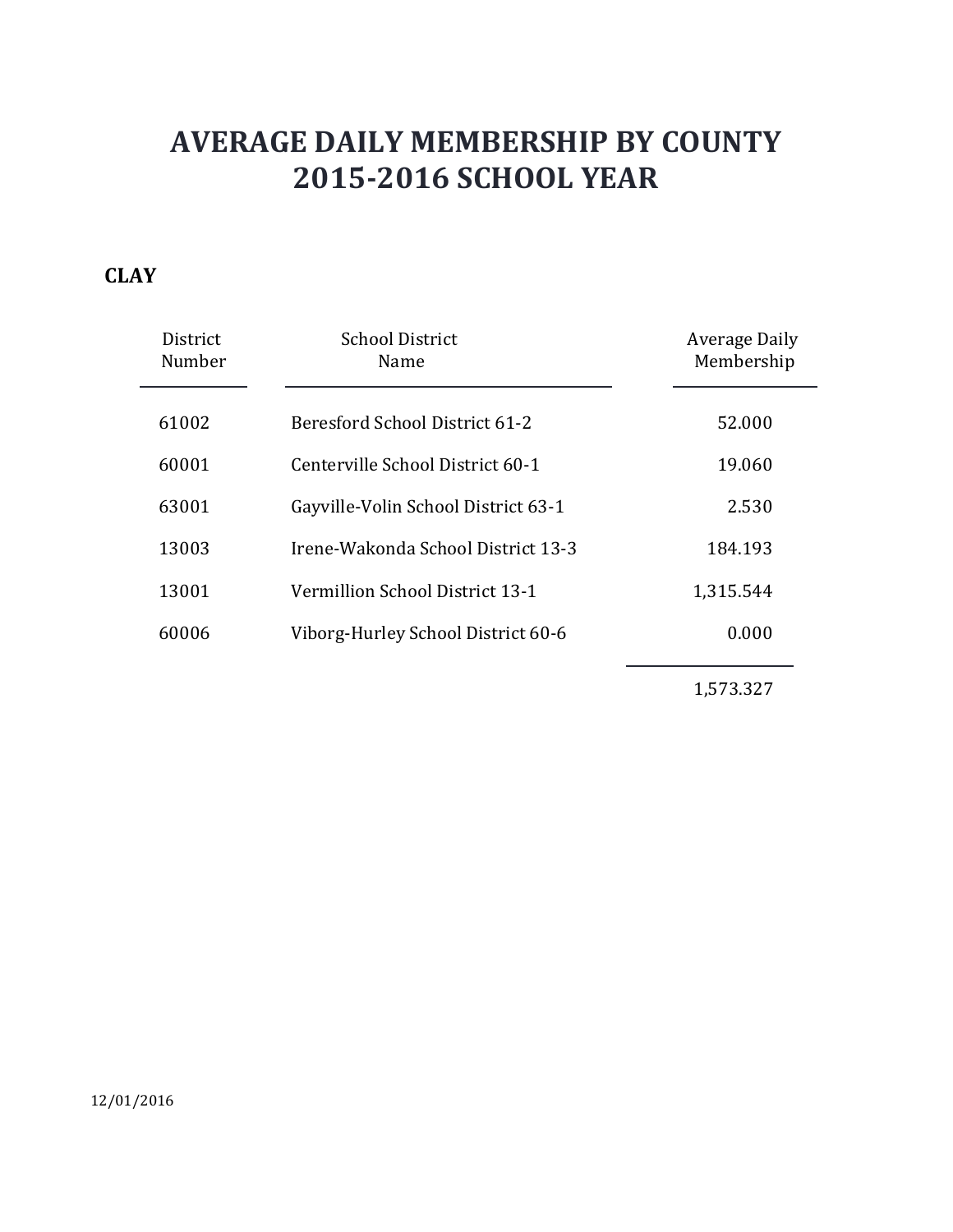# AVERAGE DAILY MEMBERSHIP BY COUNTY
# 2015-2016 SCHOOL YEAR

## CLAY

| District Number | School District Name | Average Daily Membership |
|---|---|---|
| 61002 | Beresford School District 61-2 | 52.000 |
| 60001 | Centerville School District 60-1 | 19.060 |
| 63001 | Gayville-Volin School District 63-1 | 2.530 |
| 13003 | Irene-Wakonda School District 13-3 | 184.193 |
| 13001 | Vermillion School District 13-1 | 1,315.544 |
| 60006 | Viborg-Hurley School District 60-6 | 0.000 |
| | | 1,573.327 |

12/01/2016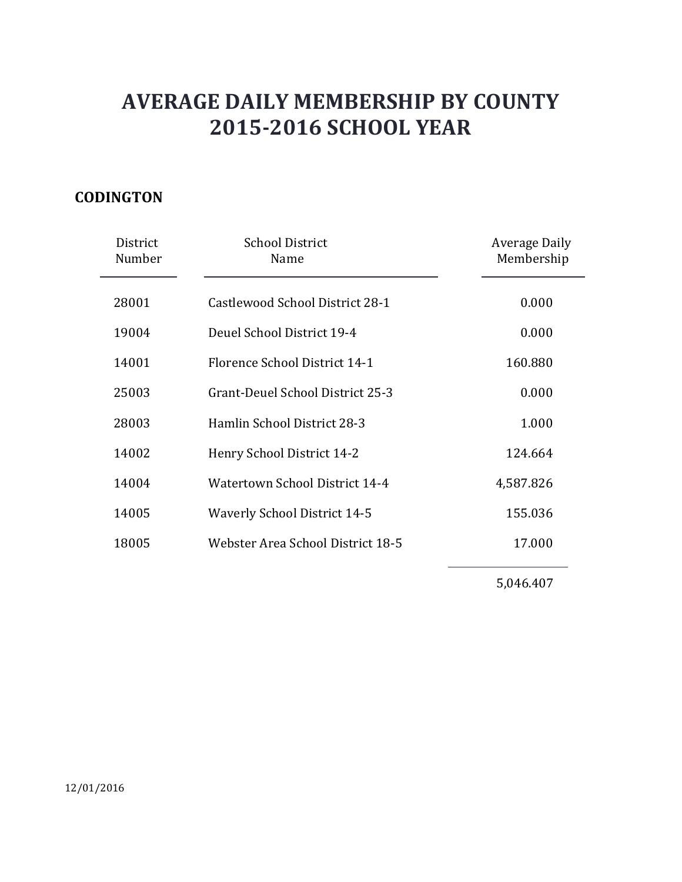# AVERAGE DAILY MEMBERSHIP BY COUNTY
# 2015-2016 SCHOOL YEAR

## CODINGTON

| District Number | School District Name | Average Daily Membership |
|---|---|---|
| 28001 | Castlewood School District 28-1 | 0.000 |
| 19004 | Deuel School District 19-4 | 0.000 |
| 14001 | Florence School District 14-1 | 160.880 |
| 25003 | Grant-Deuel School District 25-3 | 0.000 |
| 28003 | Hamlin School District 28-3 | 1.000 |
| 14002 | Henry School District 14-2 | 124.664 |
| 14004 | Watertown School District 14-4 | 4,587.826 |
| 14005 | Waverly School District 14-5 | 155.036 |
| 18005 | Webster Area School District 18-5 | 17.000 |
| | | 5,046.407 |

12/01/2016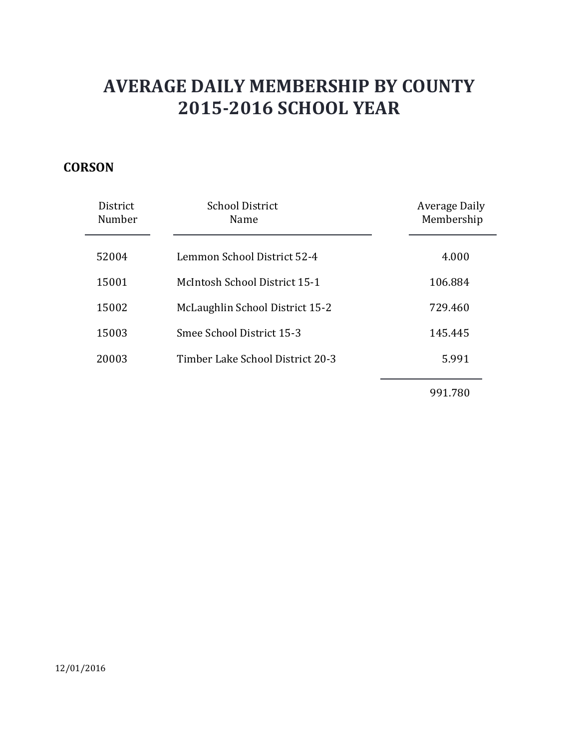# AVERAGE DAILY MEMBERSHIP BY COUNTY
# 2015-2016 SCHOOL YEAR

## CORSON

| District Number | School District Name | Average Daily Membership |
|---|---|---|
| 52004 | Lemmon School District 52-4 | 4.000 |
| 15001 | McIntosh School District 15-1 | 106.884 |
| 15002 | McLaughlin School District 15-2 | 729.460 |
| 15003 | Smee School District 15-3 | 145.445 |
| 20003 | Timber Lake School District 20-3 | 5.991 |
| | | 991.780 |

12/01/2016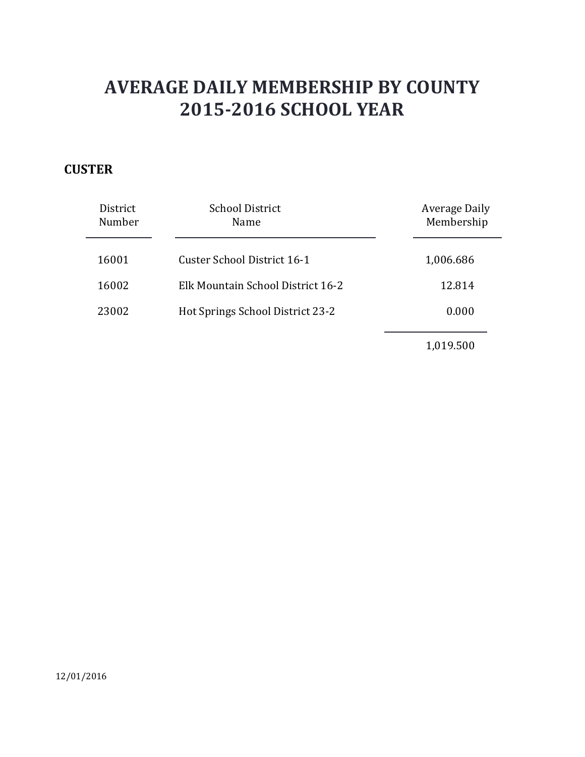# AVERAGE DAILY MEMBERSHIP BY COUNTY
# 2015-2016 SCHOOL YEAR

## CUSTER

| District Number | School District Name | Average Daily Membership |
|---|---|---|
| 16001 | Custer School District 16-1 | 1,006.686 |
| 16002 | Elk Mountain School District 16-2 | 12.814 |
| 23002 | Hot Springs School District 23-2 | 0.000 |
| | | 1,019.500 |

12/01/2016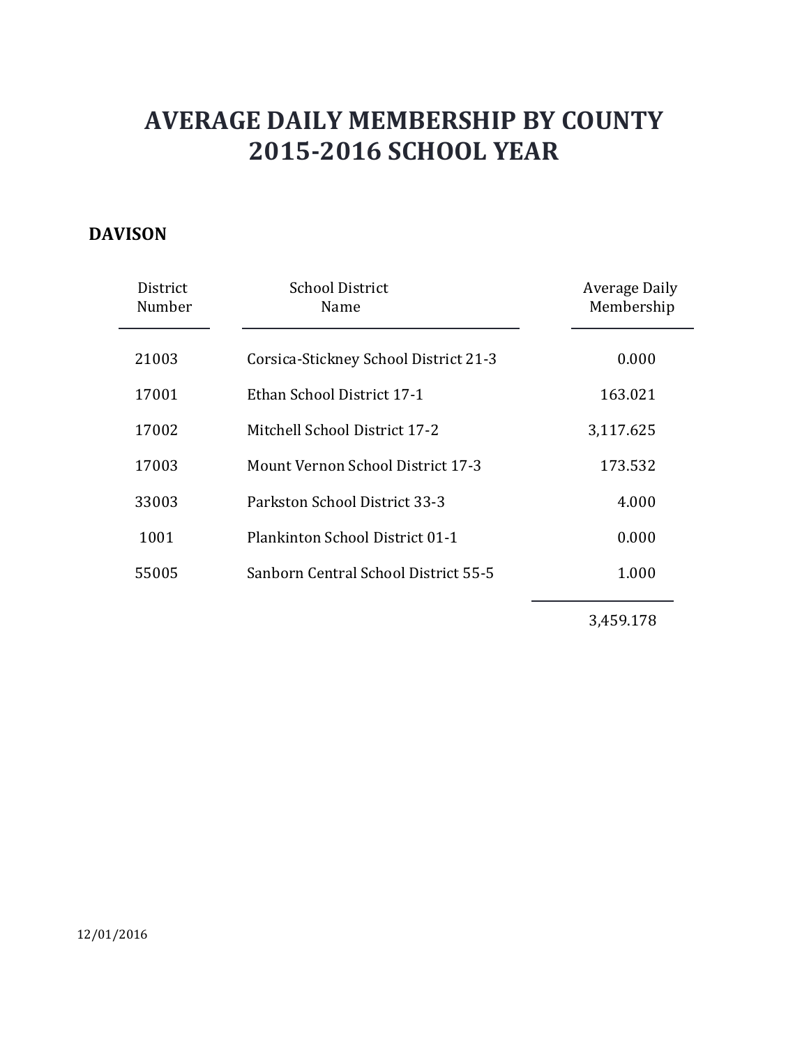# AVERAGE DAILY MEMBERSHIP BY COUNTY
# 2015-2016 SCHOOL YEAR

## DAVISON

| District Number | School District Name | Average Daily Membership |
|---|---|---|
| 21003 | Corsica-Stickney School District 21-3 | 0.000 |
| 17001 | Ethan School District 17-1 | 163.021 |
| 17002 | Mitchell School District 17-2 | 3,117.625 |
| 17003 | Mount Vernon School District 17-3 | 173.532 |
| 33003 | Parkston School District 33-3 | 4.000 |
| 1001 | Plankinton School District 01-1 | 0.000 |
| 55005 | Sanborn Central School District 55-5 | 1.000 |
| | | 3,459.178 |

12/01/2016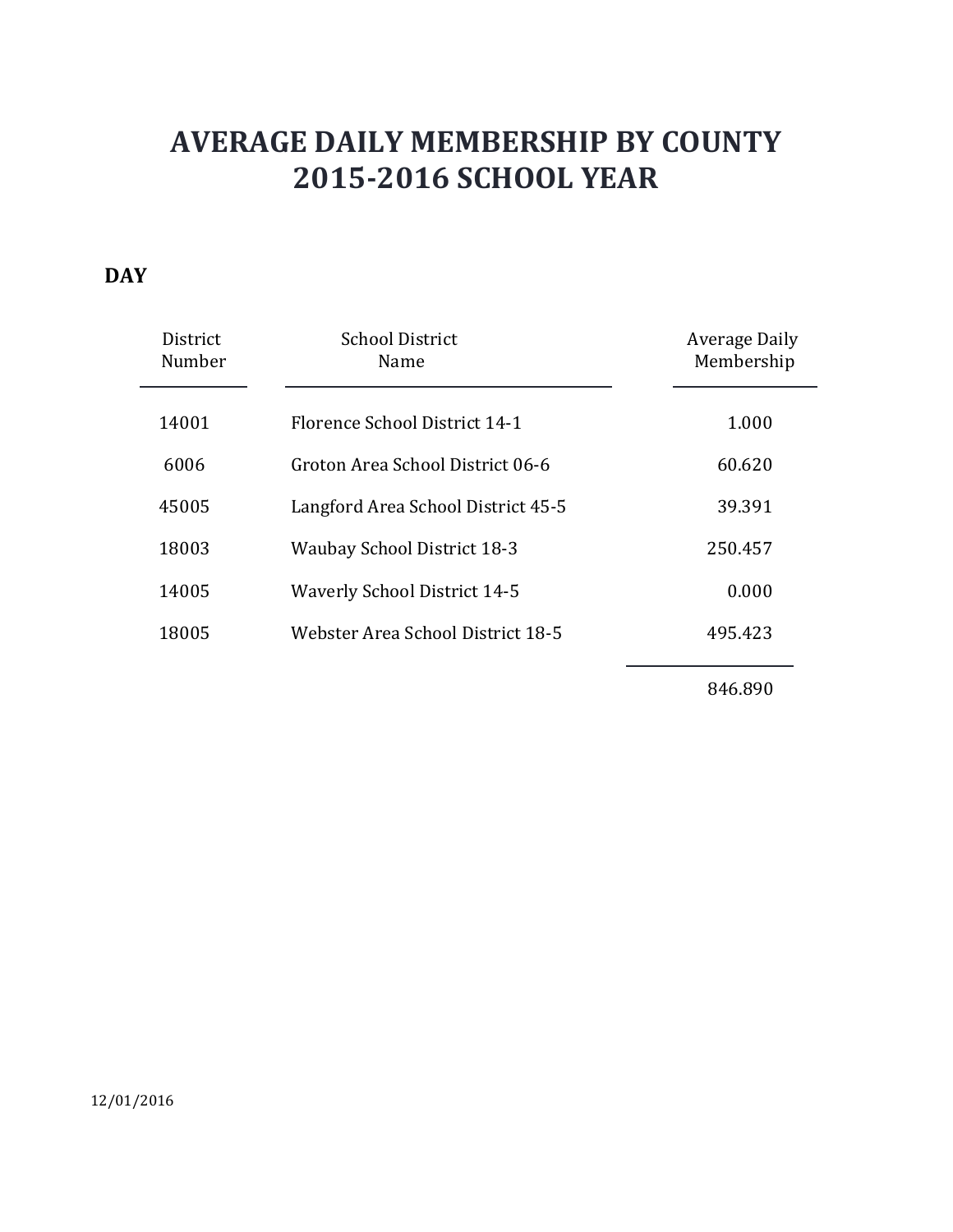# AVERAGE DAILY MEMBERSHIP BY COUNTY
# 2015-2016 SCHOOL YEAR

**DAY**

| District Number | School District Name | Average Daily Membership |
|---|---|---|
| 14001 | Florence School District 14-1 | 1.000 |
| 6006 | Groton Area School District 06-6 | 60.620 |
| 45005 | Langford Area School District 45-5 | 39.391 |
| 18003 | Waubay School District 18-3 | 250.457 |
| 14005 | Waverly School District 14-5 | 0.000 |
| 18005 | Webster Area School District 18-5 | 495.423 |
| | | 846.890 |

12/01/2016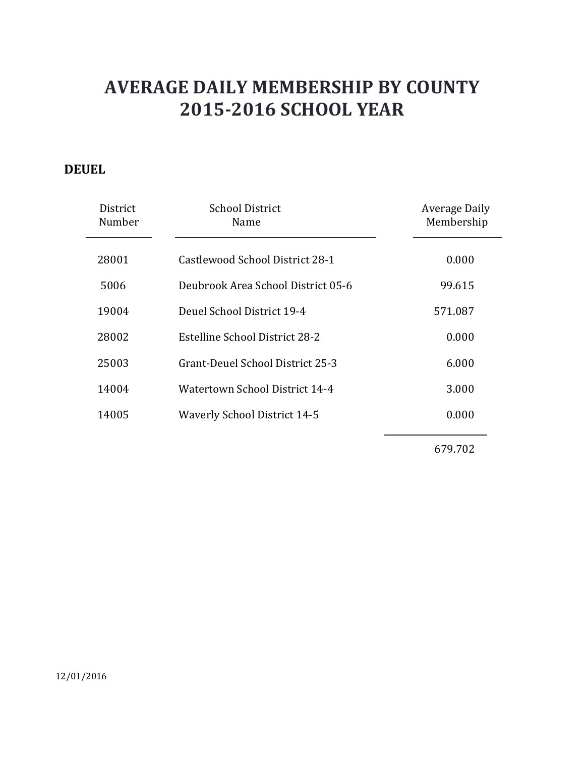# AVERAGE DAILY MEMBERSHIP BY COUNTY
# 2015-2016 SCHOOL YEAR

**DEUEL**

| District Number | School District Name | Average Daily Membership |
| --- | --- | --- |
| 28001 | Castlewood School District 28-1 | 0.000 |
| 5006 | Deubrook Area School District 05-6 | 99.615 |
| 19004 | Deuel School District 19-4 | 571.087 |
| 28002 | Estelline School District 28-2 | 0.000 |
| 25003 | Grant-Deuel School District 25-3 | 6.000 |
| 14004 | Watertown School District 14-4 | 3.000 |
| 14005 | Waverly School District 14-5 | 0.000 |
| | | 679.702 |

12/01/2016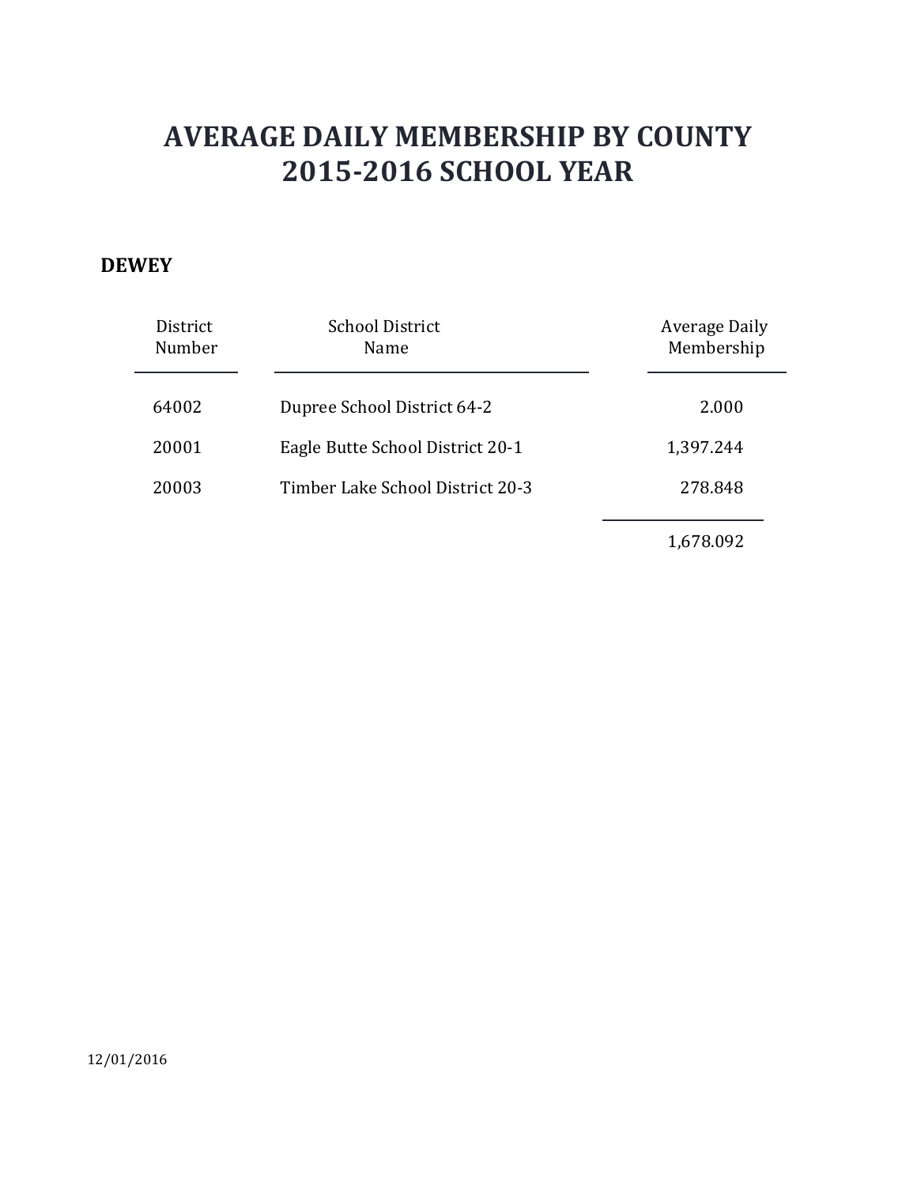# AVERAGE DAILY MEMBERSHIP BY COUNTY
# 2015-2016 SCHOOL YEAR

## DEWEY

| District Number | School District Name | Average Daily Membership |
|---|---|---|
| 64002 | Dupree School District 64-2 | 2.000 |
| 20001 | Eagle Butte School District 20-1 | 1,397.244 |
| 20003 | Timber Lake School District 20-3 | 278.848 |
| | | 1,678.092 |

12/01/2016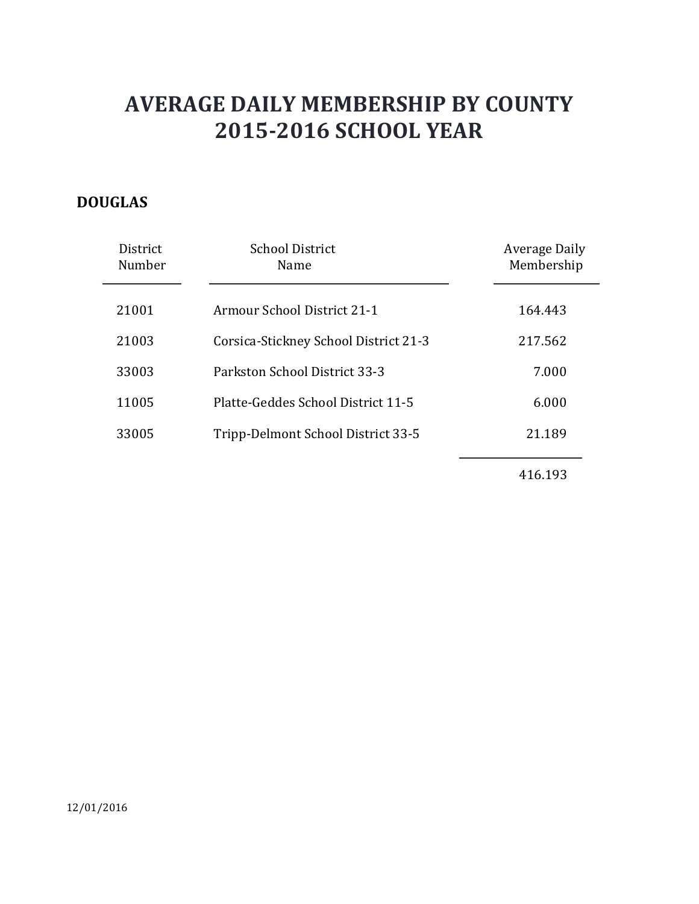# AVERAGE DAILY MEMBERSHIP BY COUNTY
# 2015-2016 SCHOOL YEAR

**DOUGLAS**

| District Number | School District Name | Average Daily Membership |
|---|---|---|
| 21001 | Armour School District 21-1 | 164.443 |
| 21003 | Corsica-Stickney School District 21-3 | 217.562 |
| 33003 | Parkston School District 33-3 | 7.000 |
| 11005 | Platte-Geddes School District 11-5 | 6.000 |
| 33005 | Tripp-Delmont School District 33-5 | 21.189 |
| | | 416.193 |

12/01/2016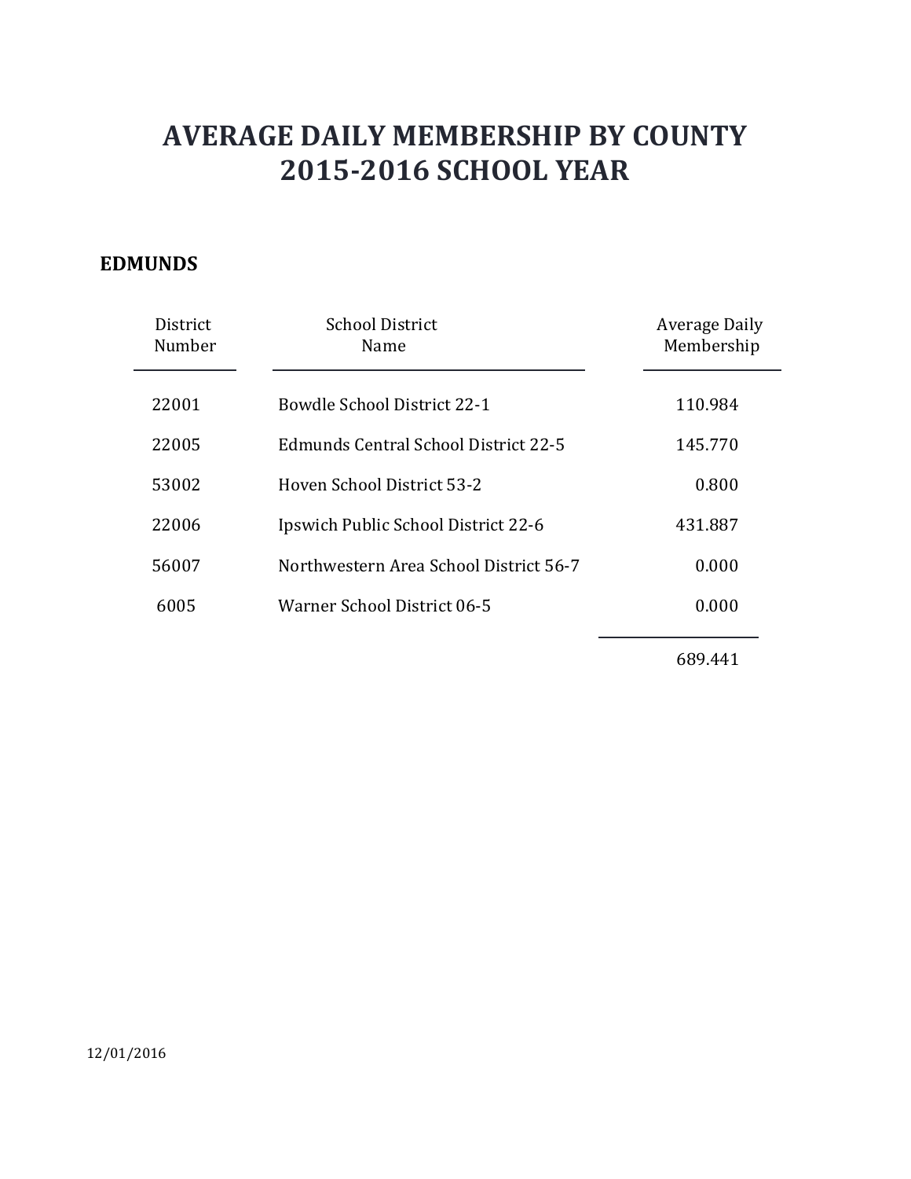# AVERAGE DAILY MEMBERSHIP BY COUNTY
# 2015-2016 SCHOOL YEAR

**EDMUNDS**

| District Number | School District Name | Average Daily Membership |
|---|---|---|
| 22001 | Bowdle School District 22-1 | 110.984 |
| 22005 | Edmunds Central School District 22-5 | 145.770 |
| 53002 | Hoven School District 53-2 | 0.800 |
| 22006 | Ipswich Public School District 22-6 | 431.887 |
| 56007 | Northwestern Area School District 56-7 | 0.000 |
| 6005 | Warner School District 06-5 | 0.000 |
| | | 689.441 |

12/01/2016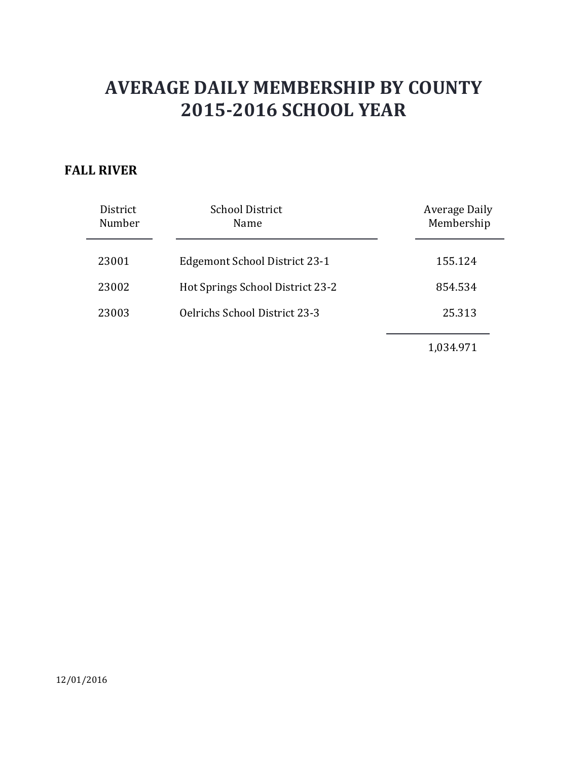# AVERAGE DAILY MEMBERSHIP BY COUNTY
# 2015-2016 SCHOOL YEAR

**FALL RIVER**

| District Number | School District Name | Average Daily Membership |
|---|---|---|
| 23001 | Edgemont School District 23-1 | 155.124 |
| 23002 | Hot Springs School District 23-2 | 854.534 |
| 23003 | Oelrichs School District 23-3 | 25.313 |
| | | 1,034.971 |

12/01/2016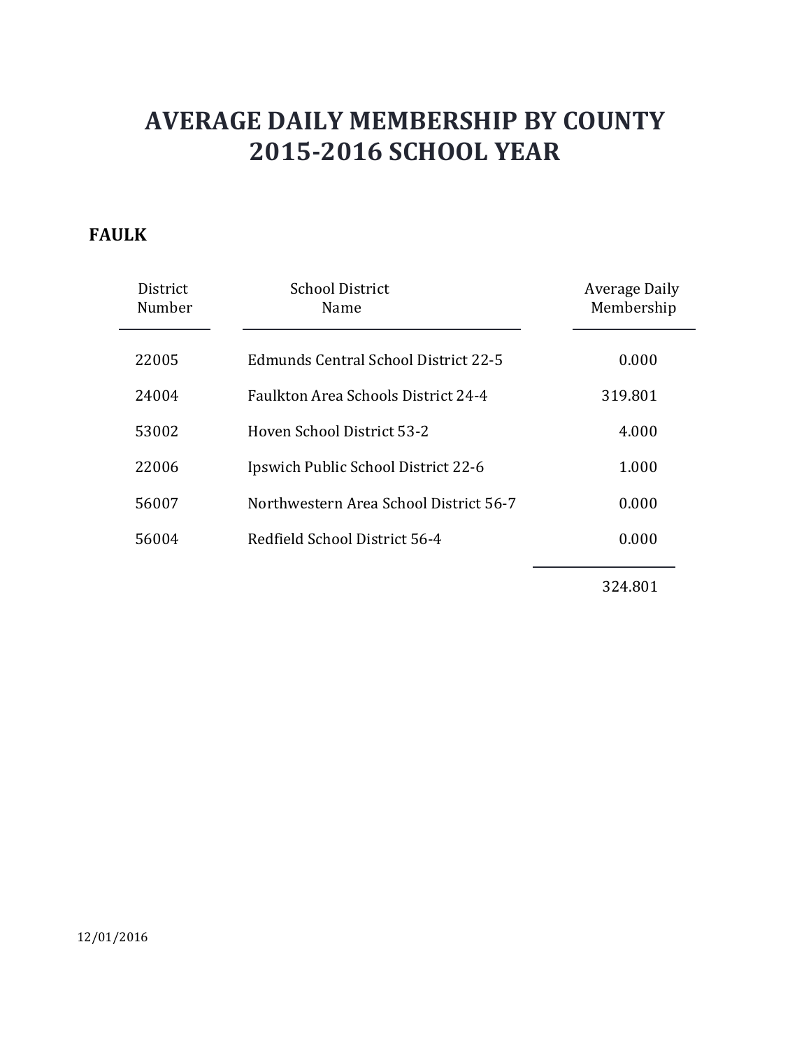# AVERAGE DAILY MEMBERSHIP BY COUNTY
# 2015-2016 SCHOOL YEAR

**FAULK**

| District Number | School District Name | Average Daily Membership |
|---|---|---|
| 22005 | Edmunds Central School District 22-5 | 0.000 |
| 24004 | Faulkton Area Schools District 24-4 | 319.801 |
| 53002 | Hoven School District 53-2 | 4.000 |
| 22006 | Ipswich Public School District 22-6 | 1.000 |
| 56007 | Northwestern Area School District 56-7 | 0.000 |
| 56004 | Redfield School District 56-4 | 0.000 |
| | | 324.801 |

12/01/2016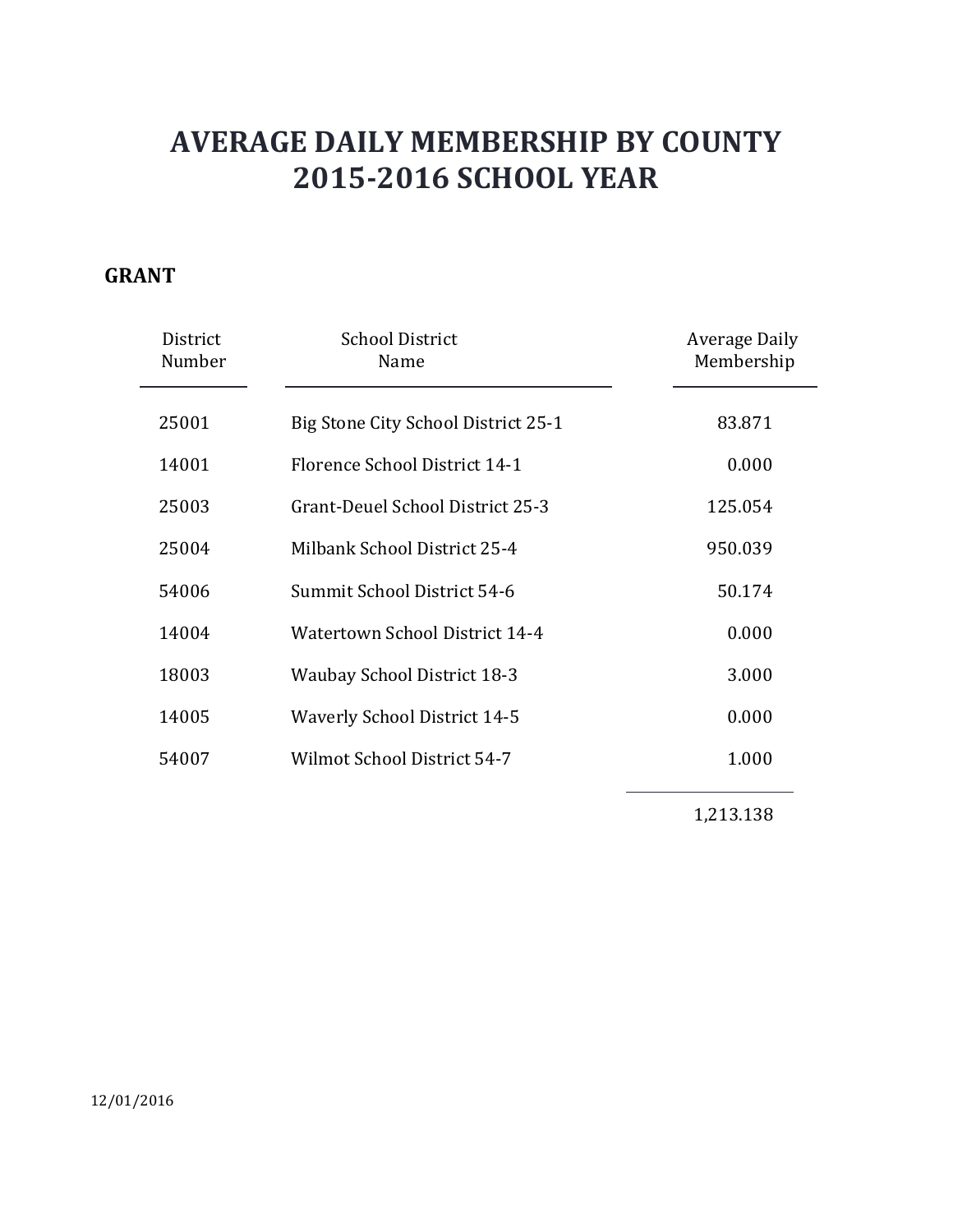# AVERAGE DAILY MEMBERSHIP BY COUNTY
# 2015-2016 SCHOOL YEAR

## GRANT

| District Number | School District Name | Average Daily Membership |
|---|---|---|
| 25001 | Big Stone City School District 25-1 | 83.871 |
| 14001 | Florence School District 14-1 | 0.000 |
| 25003 | Grant-Deuel School District 25-3 | 125.054 |
| 25004 | Milbank School District 25-4 | 950.039 |
| 54006 | Summit School District 54-6 | 50.174 |
| 14004 | Watertown School District 14-4 | 0.000 |
| 18003 | Waubay School District 18-3 | 3.000 |
| 14005 | Waverly School District 14-5 | 0.000 |
| 54007 | Wilmot School District 54-7 | 1.000 |
| | | 1,213.138 |

12/01/2016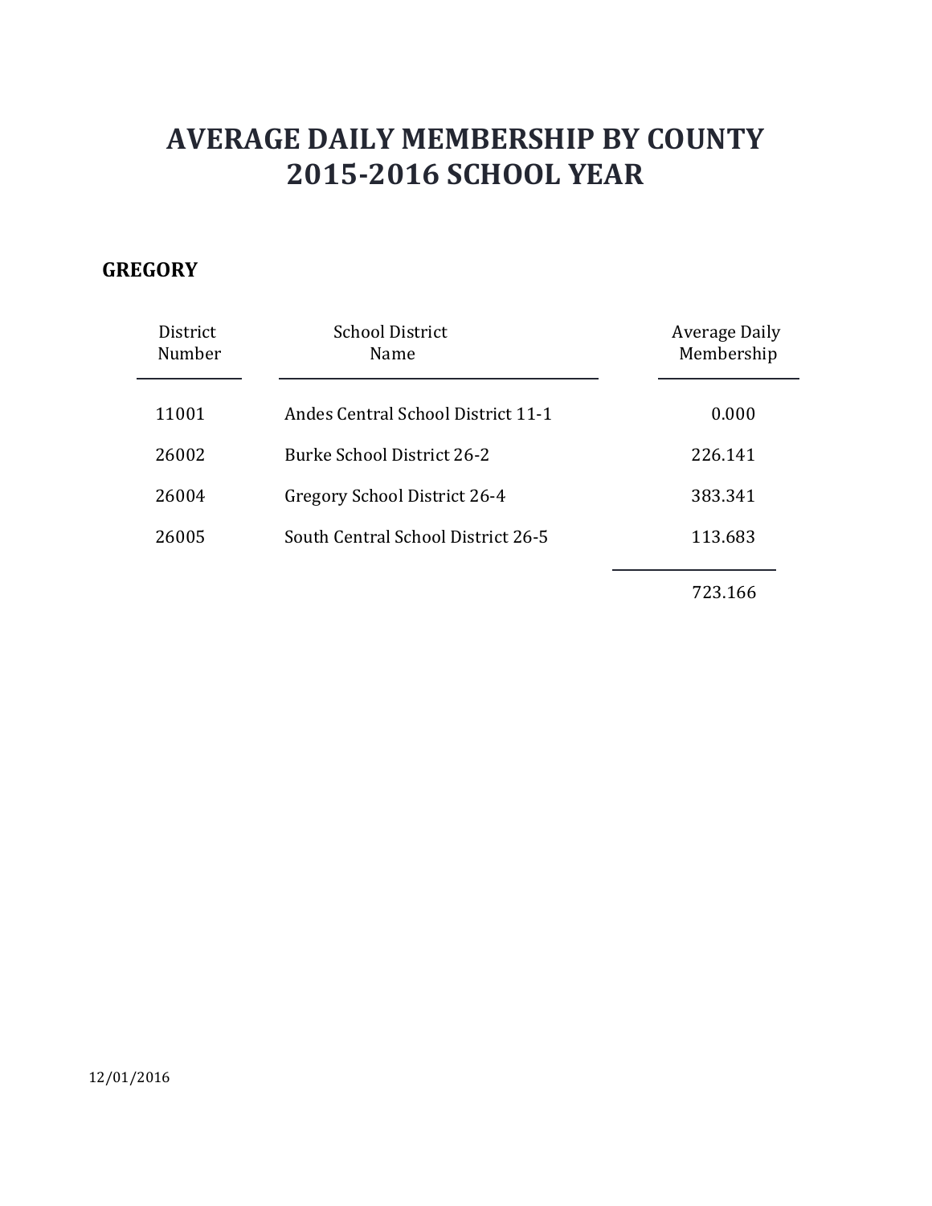# AVERAGE DAILY MEMBERSHIP BY COUNTY
# 2015-2016 SCHOOL YEAR

**GREGORY**

| District Number | School District Name | Average Daily Membership |
|---|---|---|
| 11001 | Andes Central School District 11-1 | 0.000 |
| 26002 | Burke School District 26-2 | 226.141 |
| 26004 | Gregory School District 26-4 | 383.341 |
| 26005 | South Central School District 26-5 | 113.683 |
| | | 723.166 |

12/01/2016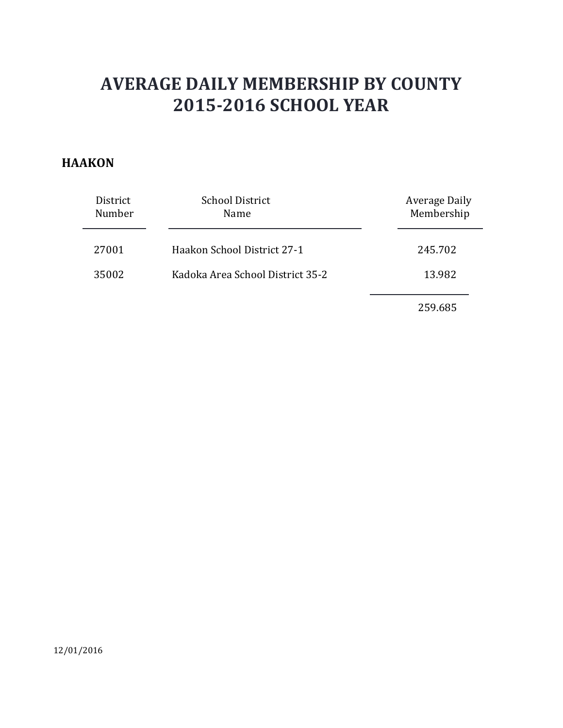# AVERAGE DAILY MEMBERSHIP BY COUNTY
# 2015-2016 SCHOOL YEAR

**HAAKON**

| District Number | School District Name | Average Daily Membership |
|---|---|---|
| 27001 | Haakon School District 27-1 | 245.702 |
| 35002 | Kadoka Area School District 35-2 | 13.982 |
| | | 259.685 |

12/01/2016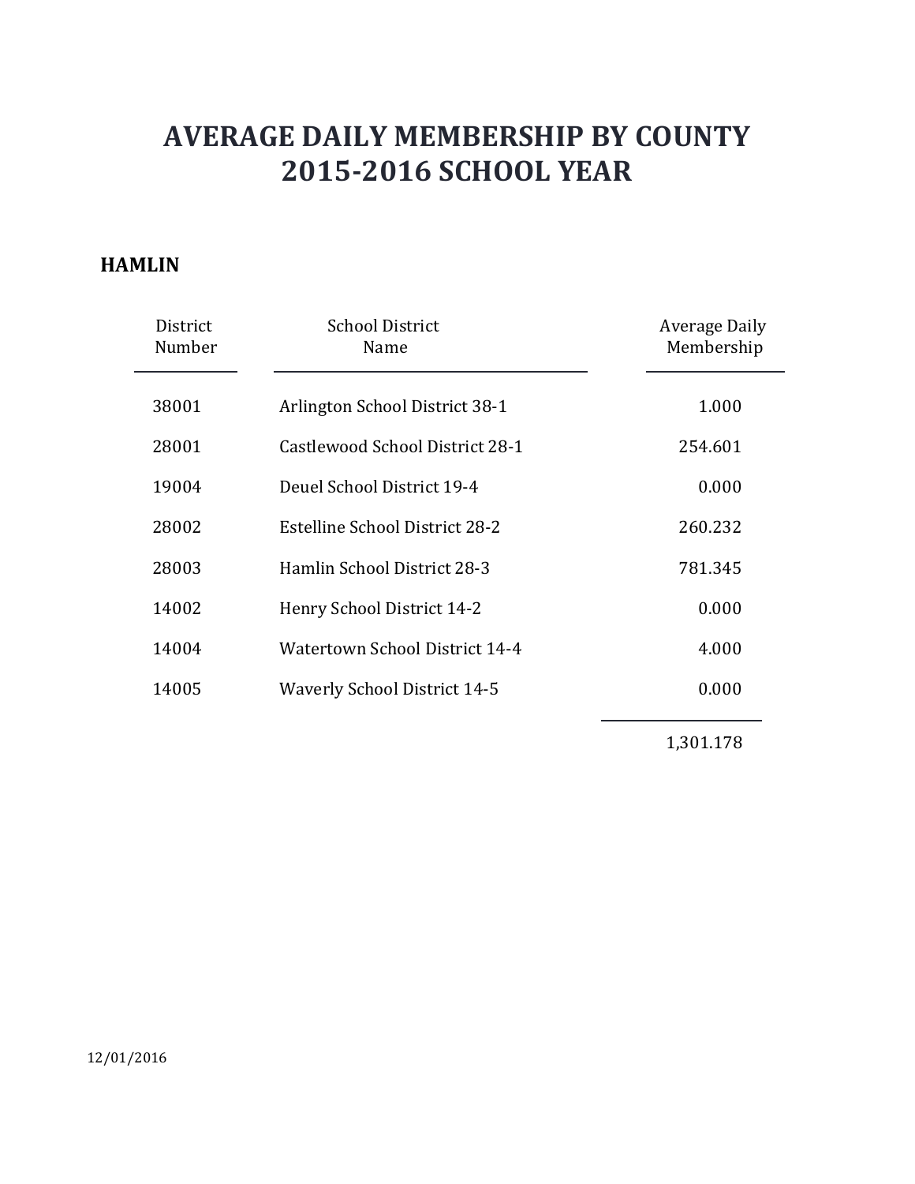# AVERAGE DAILY MEMBERSHIP BY COUNTY
# 2015-2016 SCHOOL YEAR

## HAMLIN

| District Number | School District Name | Average Daily Membership |
|---|---|---|
| 38001 | Arlington School District 38-1 | 1.000 |
| 28001 | Castlewood School District 28-1 | 254.601 |
| 19004 | Deuel School District 19-4 | 0.000 |
| 28002 | Estelline School District 28-2 | 260.232 |
| 28003 | Hamlin School District 28-3 | 781.345 |
| 14002 | Henry School District 14-2 | 0.000 |
| 14004 | Watertown School District 14-4 | 4.000 |
| 14005 | Waverly School District 14-5 | 0.000 |
| | | 1,301.178 |

12/01/2016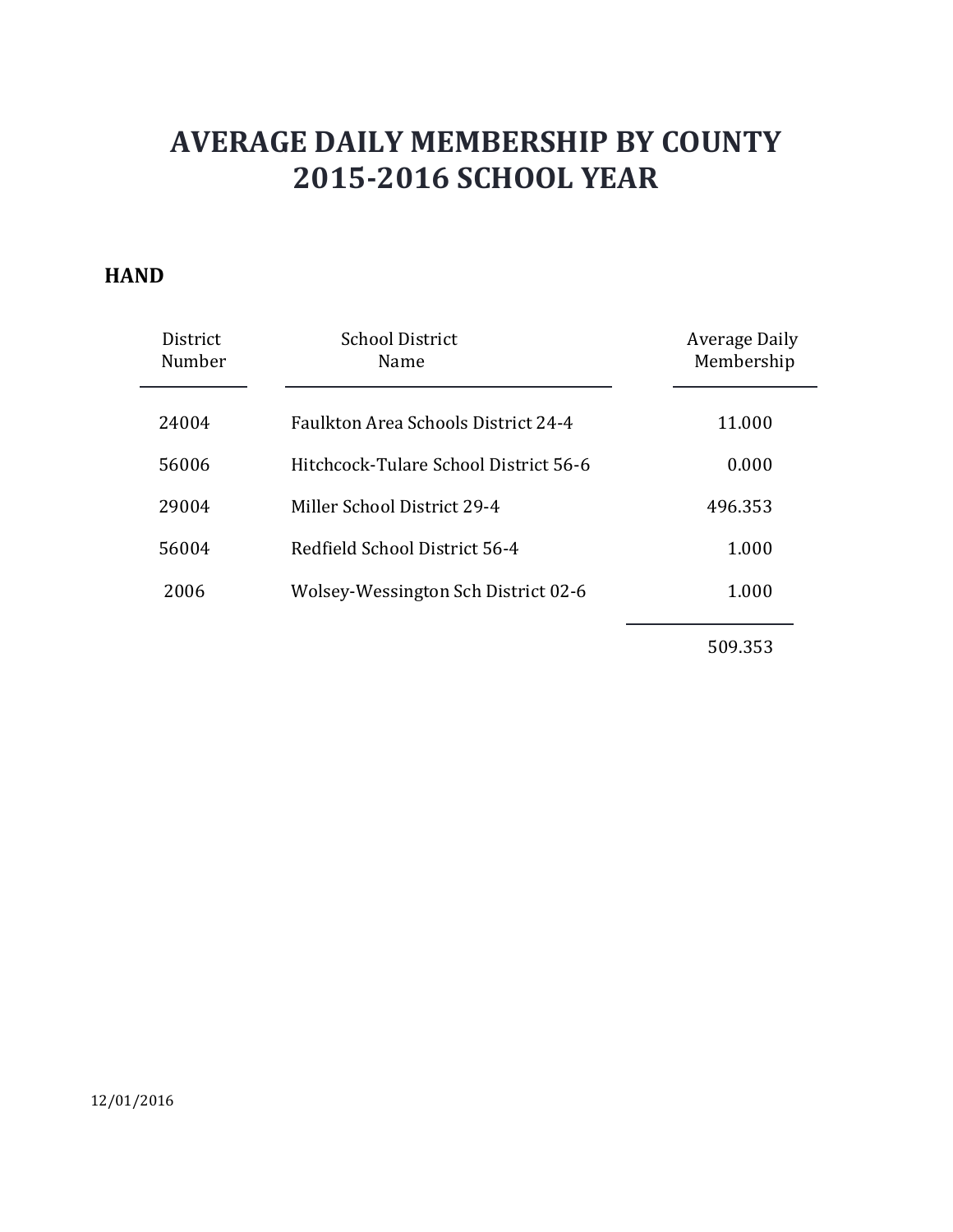# AVERAGE DAILY MEMBERSHIP BY COUNTY
# 2015-2016 SCHOOL YEAR

**HAND**

| District Number | School District Name | Average Daily Membership |
|---|---|---|
| 24004 | Faulkton Area Schools District 24-4 | 11.000 |
| 56006 | Hitchcock-Tulare School District 56-6 | 0.000 |
| 29004 | Miller School District 29-4 | 496.353 |
| 56004 | Redfield School District 56-4 | 1.000 |
| 2006 | Wolsey-Wessington Sch District 02-6 | 1.000 |
| | | 509.353 |

12/01/2016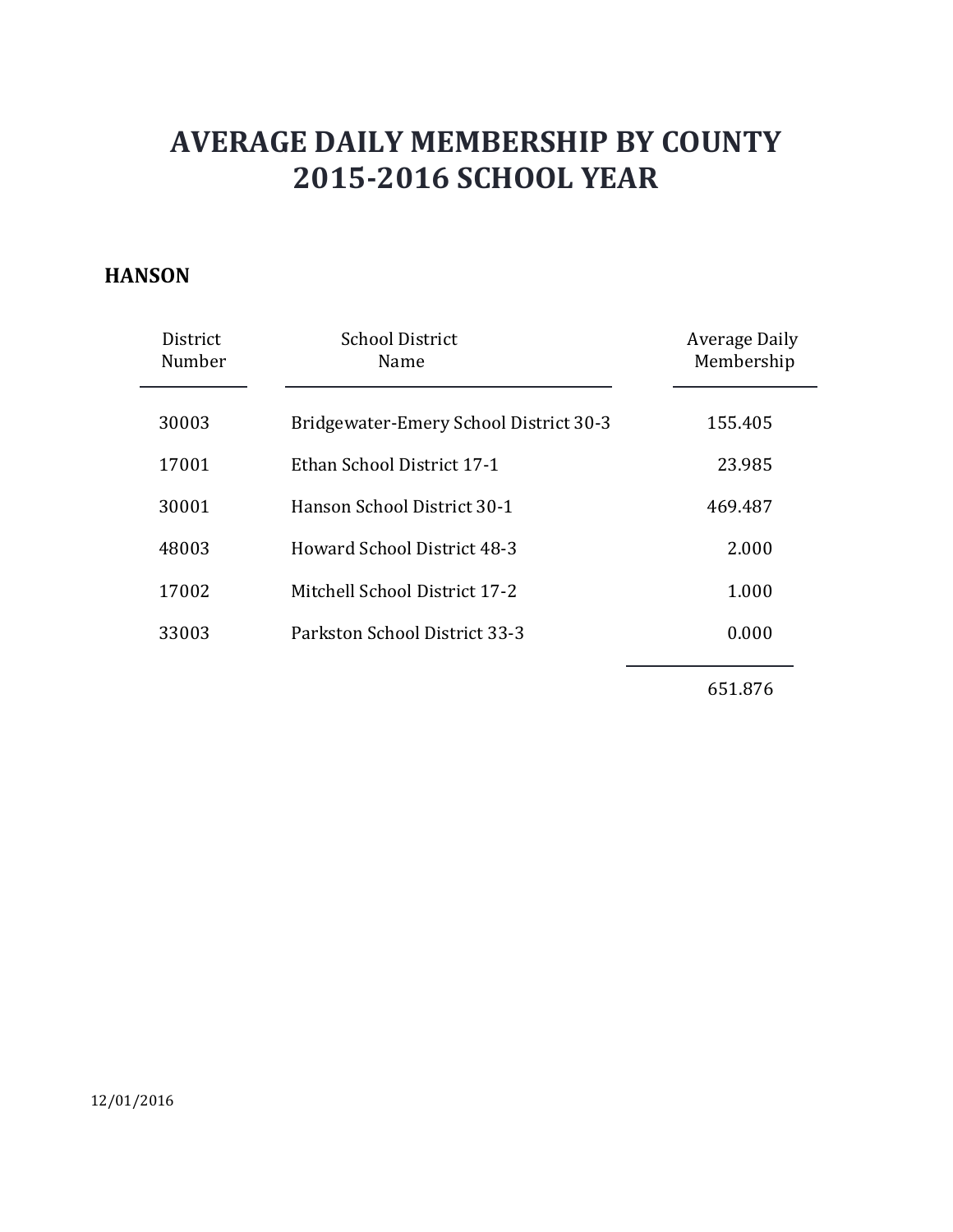# AVERAGE DAILY MEMBERSHIP BY COUNTY
# 2015-2016 SCHOOL YEAR

## HANSON

| District Number | School District Name | Average Daily Membership |
|---|---|---|
| 30003 | Bridgewater-Emery School District 30-3 | 155.405 |
| 17001 | Ethan School District 17-1 | 23.985 |
| 30001 | Hanson School District 30-1 | 469.487 |
| 48003 | Howard School District 48-3 | 2.000 |
| 17002 | Mitchell School District 17-2 | 1.000 |
| 33003 | Parkston School District 33-3 | 0.000 |
| | | 651.876 |

12/01/2016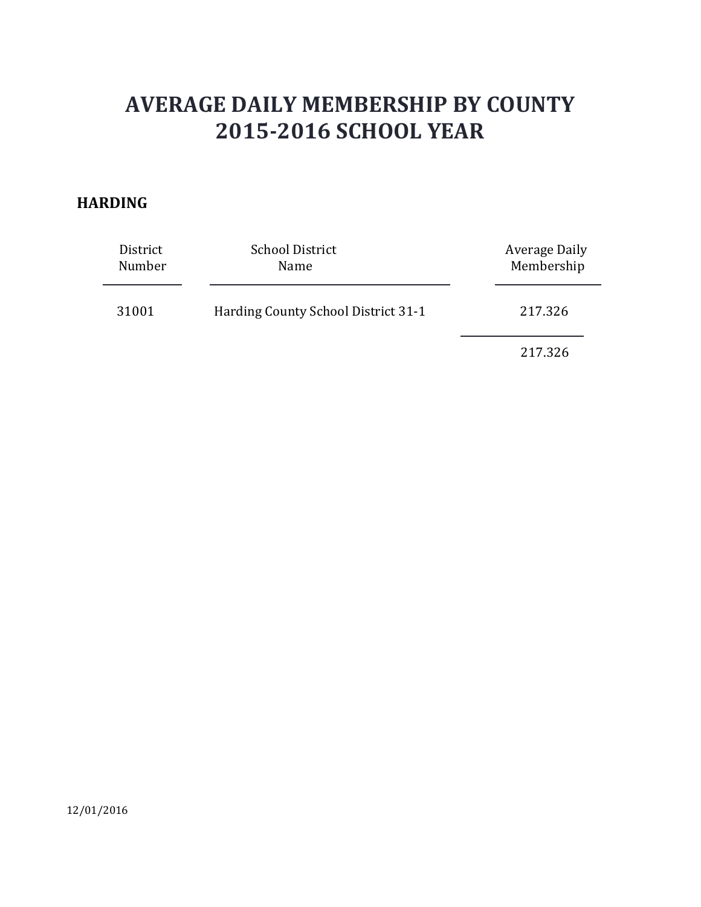# AVERAGE DAILY MEMBERSHIP BY COUNTY
# 2015-2016 SCHOOL YEAR

**HARDING**

| District Number | School District Name | Average Daily Membership |
|---|---|---|
| 31001 | Harding County School District 31-1 | 217.326 |
| | | 217.326 |

12/01/2016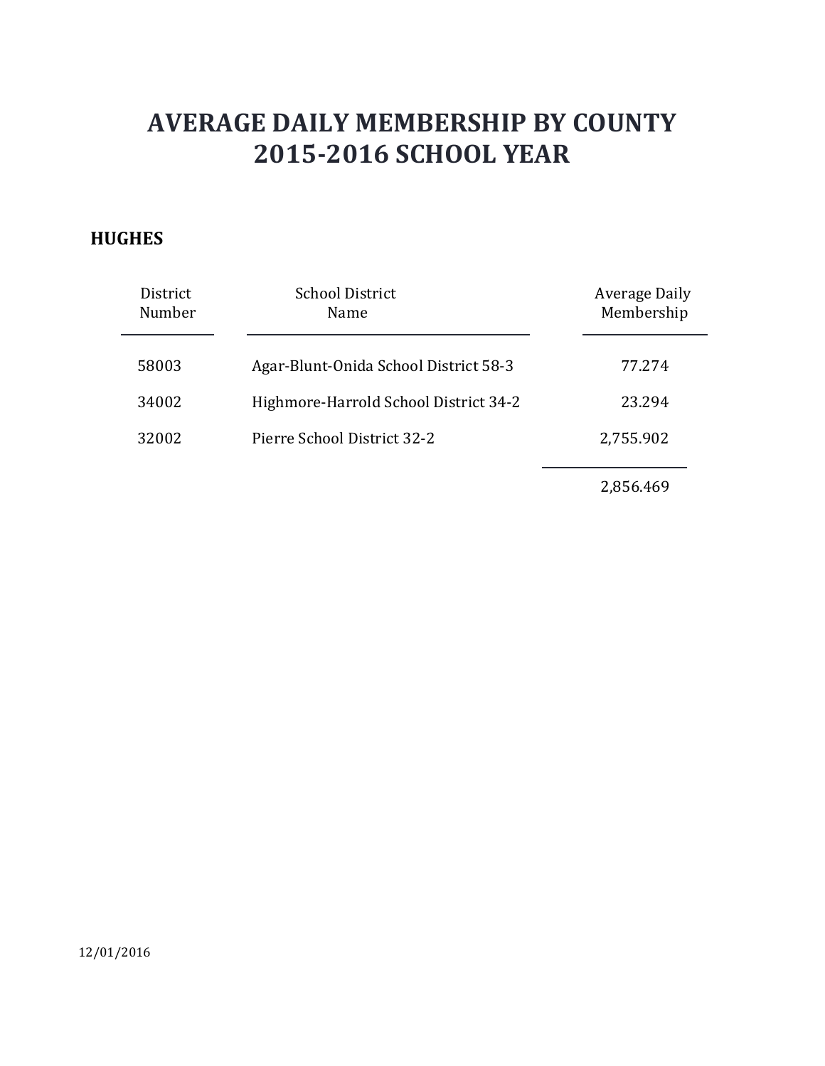# AVERAGE DAILY MEMBERSHIP BY COUNTY
# 2015-2016 SCHOOL YEAR

**HUGHES**

| District Number | School District Name | Average Daily Membership |
|---|---|---|
| 58003 | Agar-Blunt-Onida School District 58-3 | 77.274 |
| 34002 | Highmore-Harrold School District 34-2 | 23.294 |
| 32002 | Pierre School District 32-2 | 2,755.902 |
| | | 2,856.469 |

12/01/2016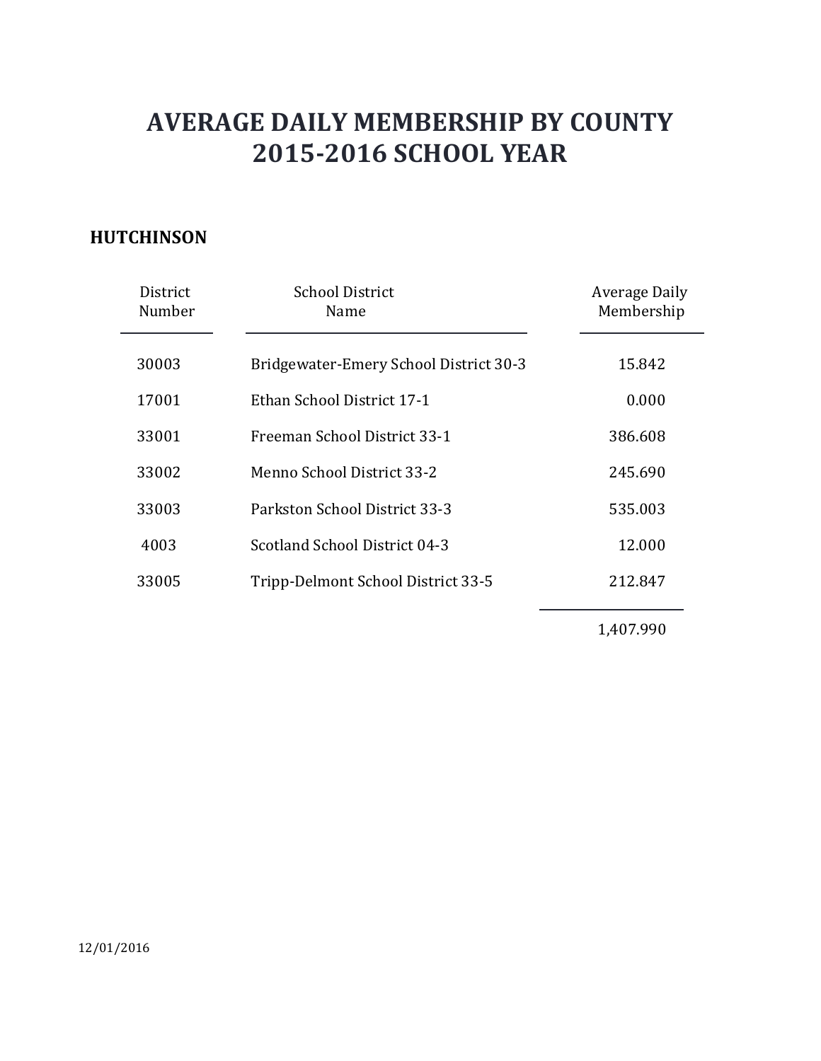# AVERAGE DAILY MEMBERSHIP BY COUNTY
# 2015-2016 SCHOOL YEAR

## HUTCHINSON

| District Number | School District Name | Average Daily Membership |
|---|---|---|
| 30003 | Bridgewater-Emery School District 30-3 | 15.842 |
| 17001 | Ethan School District 17-1 | 0.000 |
| 33001 | Freeman School District 33-1 | 386.608 |
| 33002 | Menno School District 33-2 | 245.690 |
| 33003 | Parkston School District 33-3 | 535.003 |
| 4003 | Scotland School District 04-3 | 12.000 |
| 33005 | Tripp-Delmont School District 33-5 | 212.847 |
| | | 1,407.990 |

12/01/2016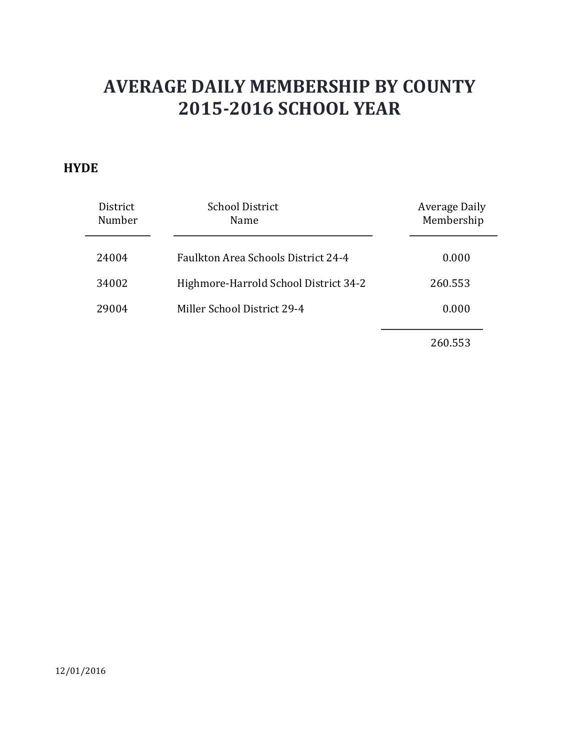# AVERAGE DAILY MEMBERSHIP BY COUNTY
# 2015-2016 SCHOOL YEAR

## HYDE

| District Number | School District Name | Average Daily Membership |
|---|---|---|
| 24004 | Faulkton Area Schools District 24-4 | 0.000 |
| 34002 | Highmore-Harrold School District 34-2 | 260.553 |
| 29004 | Miller School District 29-4 | 0.000 |
| | | 260.553 |

12/01/2016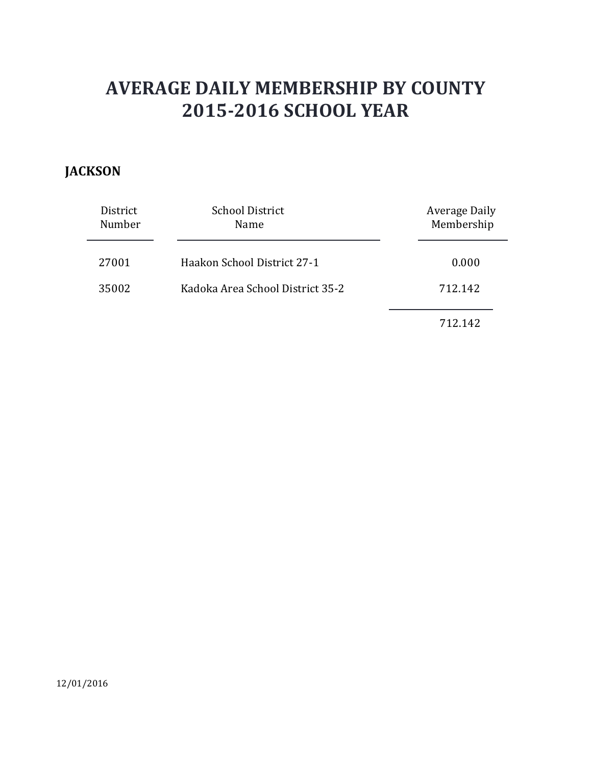# AVERAGE DAILY MEMBERSHIP BY COUNTY
# 2015-2016 SCHOOL YEAR

**JACKSON**

| District Number | School District Name | Average Daily Membership |
|---|---|---|
| 27001 | Haakon School District 27-1 | 0.000 |
| 35002 | Kadoka Area School District 35-2 | 712.142 |
| | | 712.142 |

12/01/2016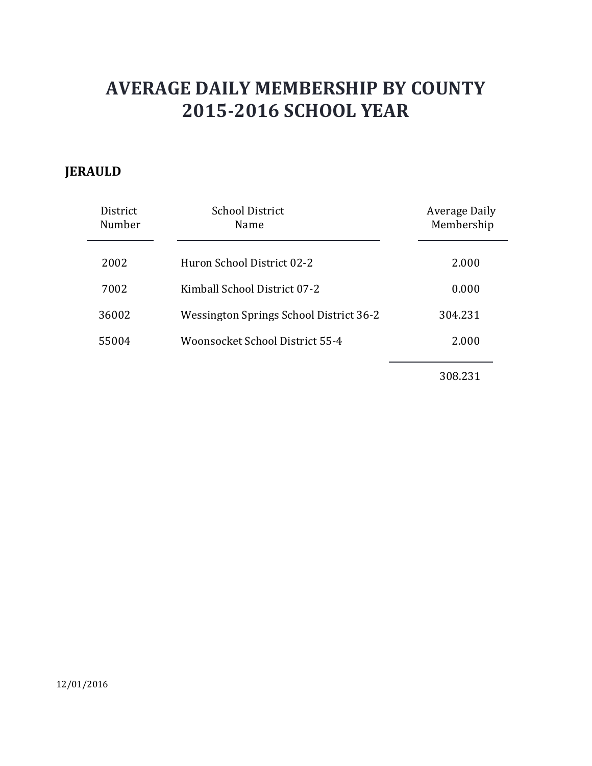# AVERAGE DAILY MEMBERSHIP BY COUNTY
# 2015-2016 SCHOOL YEAR

**JERAULD**

| District Number | School District Name | Average Daily Membership |
|---|---|---|
| 2002 | Huron School District 02-2 | 2.000 |
| 7002 | Kimball School District 07-2 | 0.000 |
| 36002 | Wessington Springs School District 36-2 | 304.231 |
| 55004 | Woonsocket School District 55-4 | 2.000 |
| | | 308.231 |

12/01/2016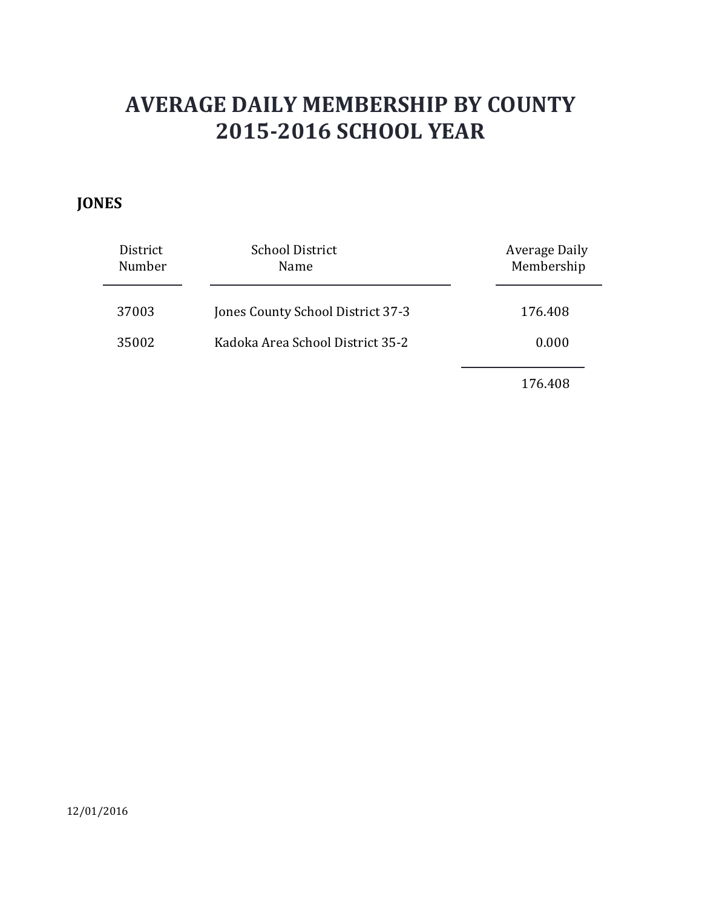# AVERAGE DAILY MEMBERSHIP BY COUNTY
# 2015-2016 SCHOOL YEAR

**JONES**

| District Number | School District Name | Average Daily Membership |
|---|---|---|
| 37003 | Jones County School District 37-3 | 176.408 |
| 35002 | Kadoka Area School District 35-2 | 0.000 |
| | | 176.408 |

12/01/2016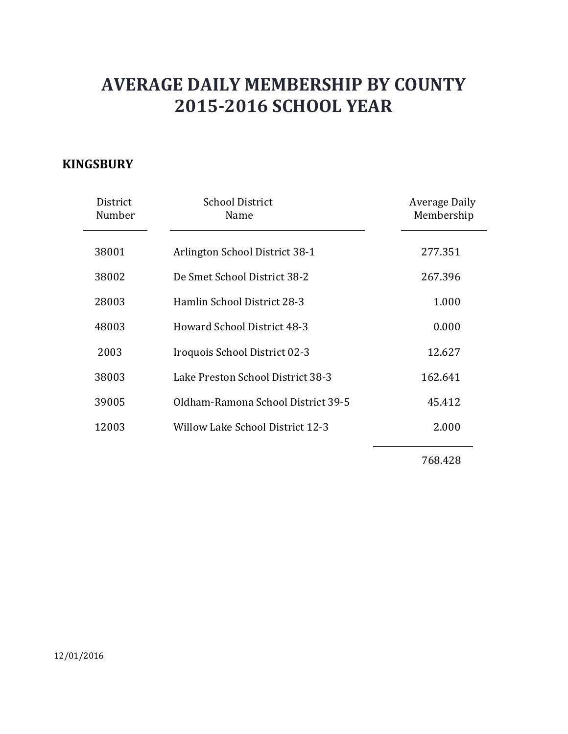# AVERAGE DAILY MEMBERSHIP BY COUNTY
# 2015-2016 SCHOOL YEAR

**KINGSBURY**

| District Number | School District Name | Average Daily Membership |
|---|---|---|
| 38001 | Arlington School District 38-1 | 277.351 |
| 38002 | De Smet School District 38-2 | 267.396 |
| 28003 | Hamlin School District 28-3 | 1.000 |
| 48003 | Howard School District 48-3 | 0.000 |
| 2003 | Iroquois School District 02-3 | 12.627 |
| 38003 | Lake Preston School District 38-3 | 162.641 |
| 39005 | Oldham-Ramona School District 39-5 | 45.412 |
| 12003 | Willow Lake School District 12-3 | 2.000 |
| | | 768.428 |

12/01/2016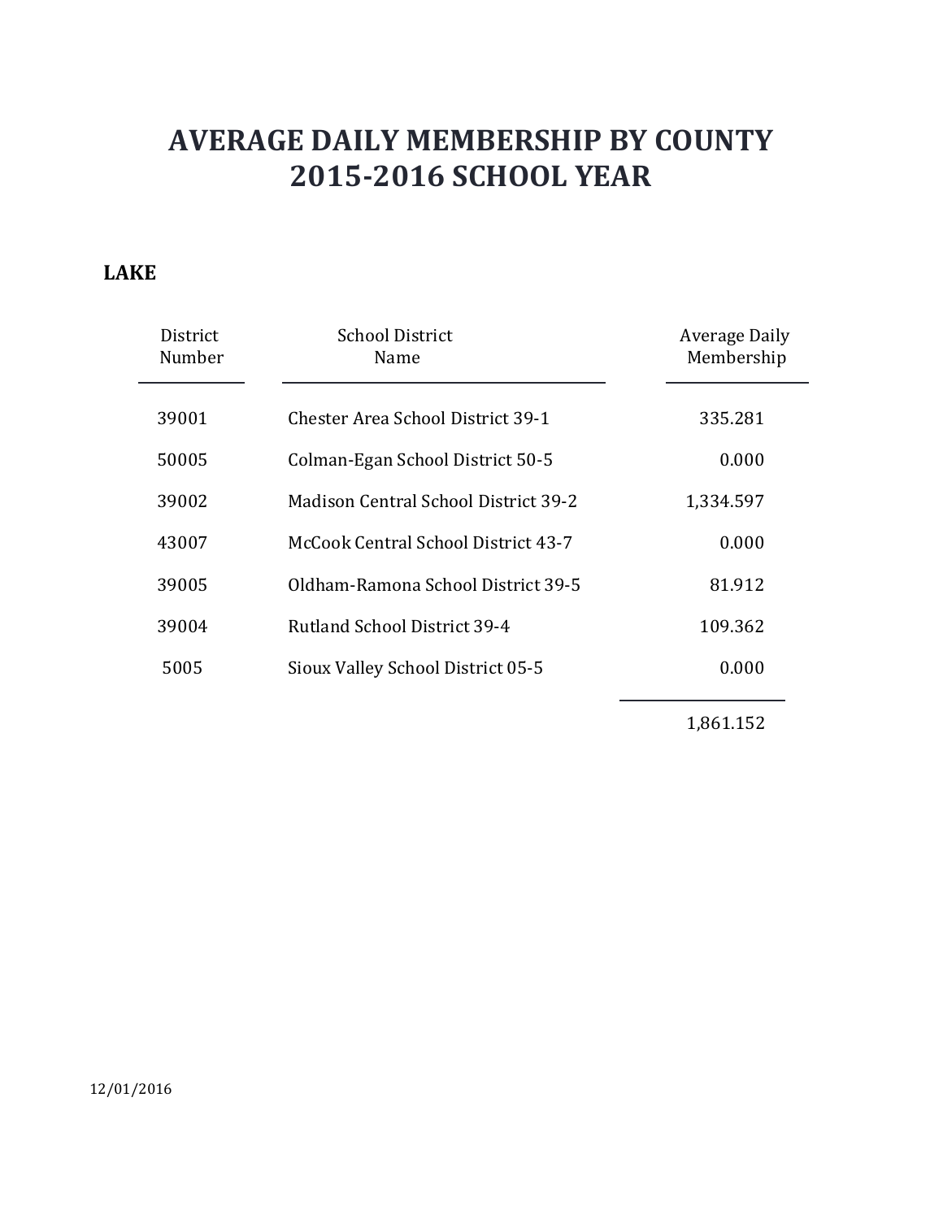# AVERAGE DAILY MEMBERSHIP BY COUNTY
# 2015-2016 SCHOOL YEAR

## LAKE

| District Number | School District Name | Average Daily Membership |
|---|---|---|
| 39001 | Chester Area School District 39-1 | 335.281 |
| 50005 | Colman-Egan School District 50-5 | 0.000 |
| 39002 | Madison Central School District 39-2 | 1,334.597 |
| 43007 | McCook Central School District 43-7 | 0.000 |
| 39005 | Oldham-Ramona School District 39-5 | 81.912 |
| 39004 | Rutland School District 39-4 | 109.362 |
| 5005 | Sioux Valley School District 05-5 | 0.000 |
| | | 1,861.152 |

12/01/2016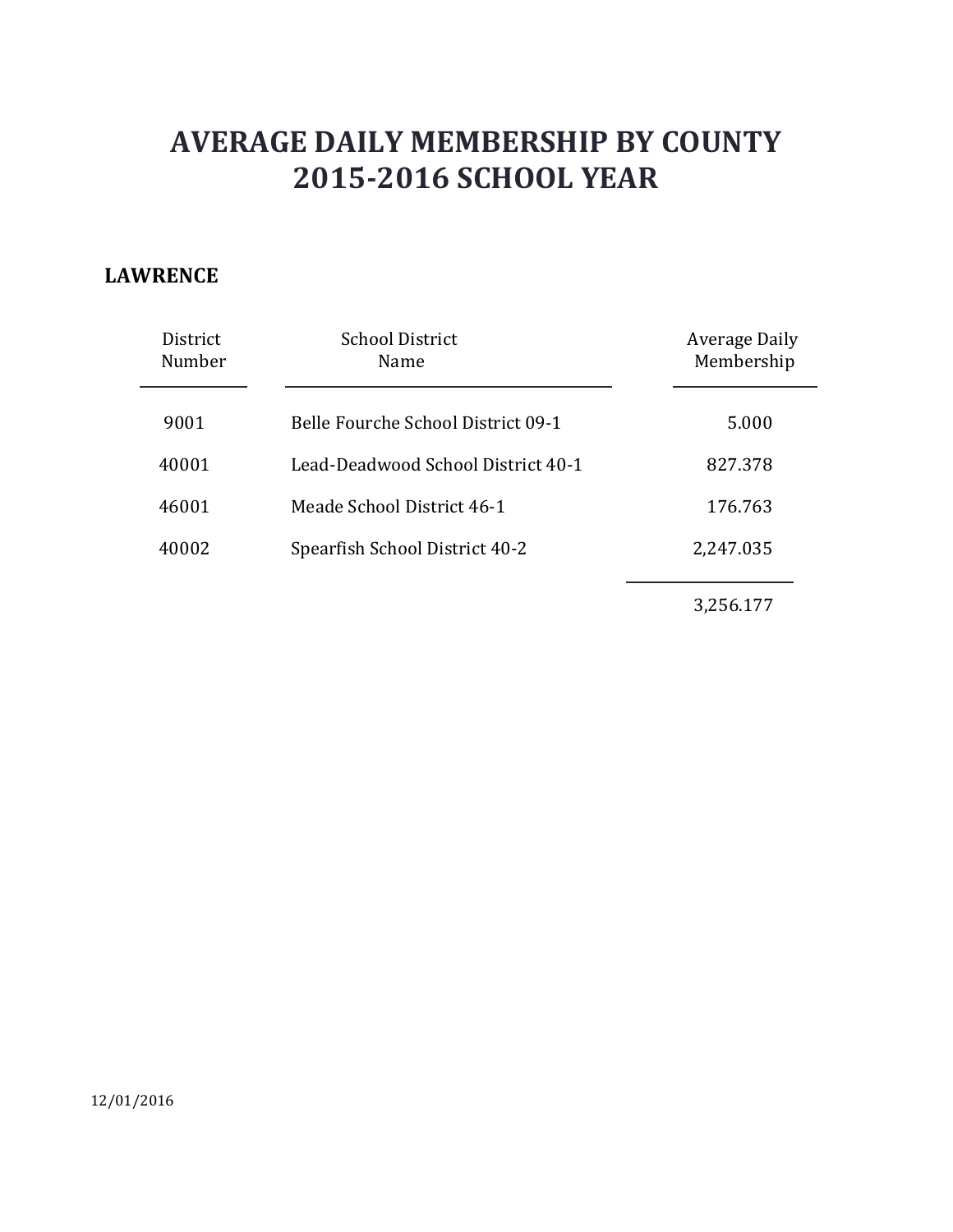# AVERAGE DAILY MEMBERSHIP BY COUNTY
# 2015-2016 SCHOOL YEAR

## LAWRENCE

| District Number | School District Name | Average Daily Membership |
|---|---|---|
| 9001 | Belle Fourche School District 09-1 | 5.000 |
| 40001 | Lead-Deadwood School District 40-1 | 827.378 |
| 46001 | Meade School District 46-1 | 176.763 |
| 40002 | Spearfish School District 40-2 | 2,247.035 |
| | | 3,256.177 |

12/01/2016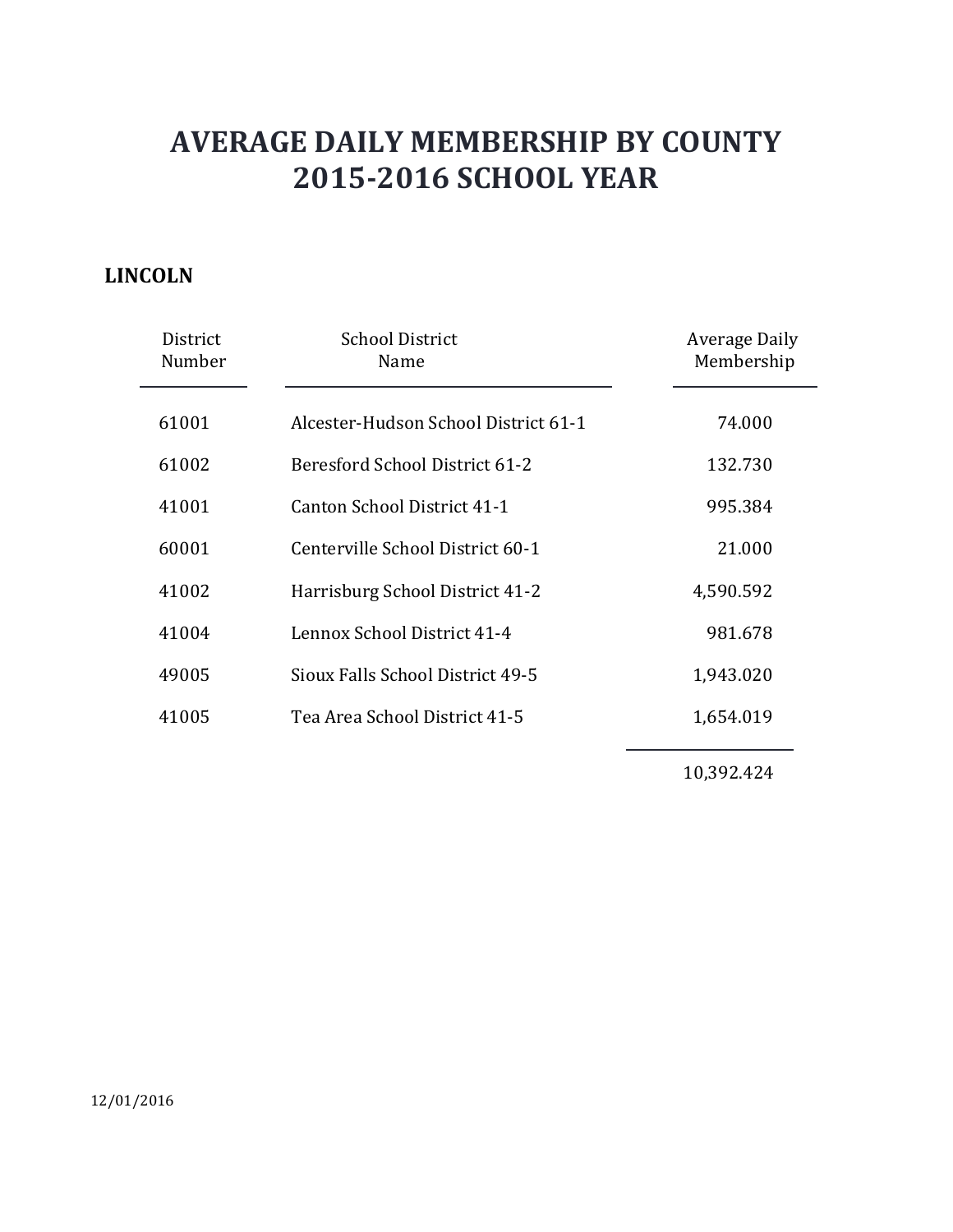# AVERAGE DAILY MEMBERSHIP BY COUNTY
# 2015-2016 SCHOOL YEAR

**LINCOLN**

| District Number | School District Name | Average Daily Membership |
|---|---|---|
| 61001 | Alcester-Hudson School District 61-1 | 74.000 |
| 61002 | Beresford School District 61-2 | 132.730 |
| 41001 | Canton School District 41-1 | 995.384 |
| 60001 | Centerville School District 60-1 | 21.000 |
| 41002 | Harrisburg School District 41-2 | 4,590.592 |
| 41004 | Lennox School District 41-4 | 981.678 |
| 49005 | Sioux Falls School District 49-5 | 1,943.020 |
| 41005 | Tea Area School District 41-5 | 1,654.019 |
| | | 10,392.424 |

12/01/2016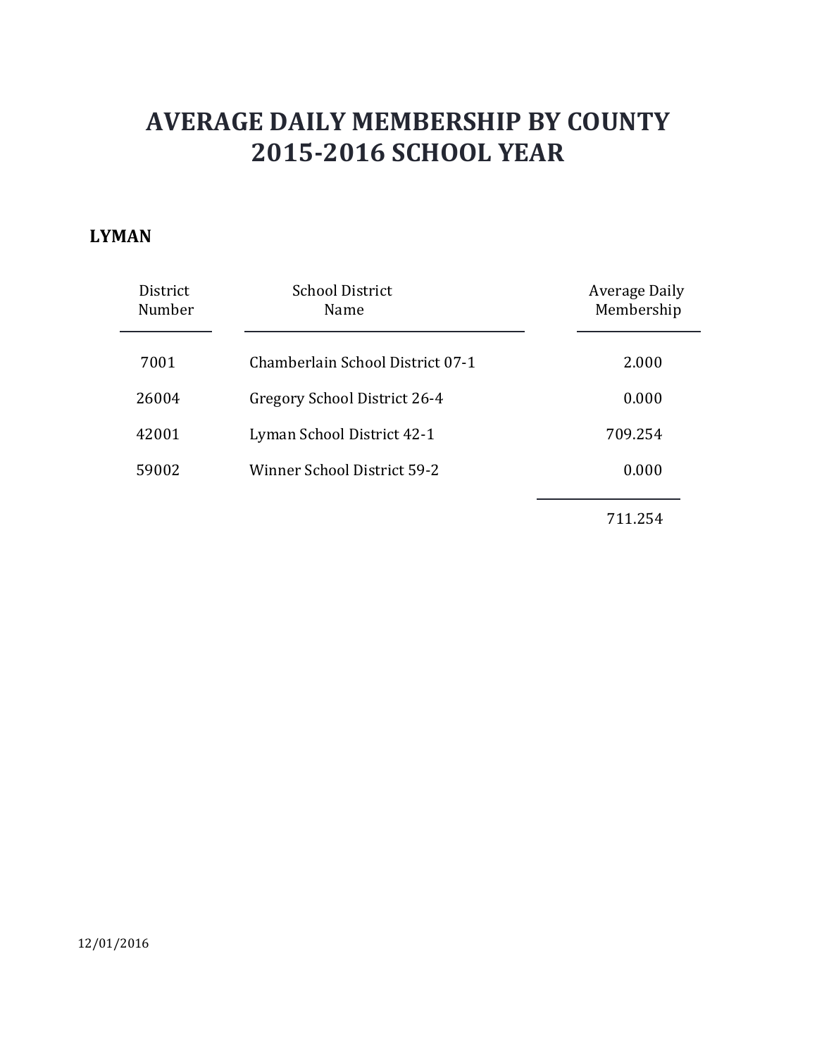# AVERAGE DAILY MEMBERSHIP BY COUNTY
# 2015-2016 SCHOOL YEAR

**LYMAN**

| District Number | School District Name | Average Daily Membership |
|---|---|---|
| 7001 | Chamberlain School District 07-1 | 2.000 |
| 26004 | Gregory School District 26-4 | 0.000 |
| 42001 | Lyman School District 42-1 | 709.254 |
| 59002 | Winner School District 59-2 | 0.000 |
| | | 711.254 |

12/01/2016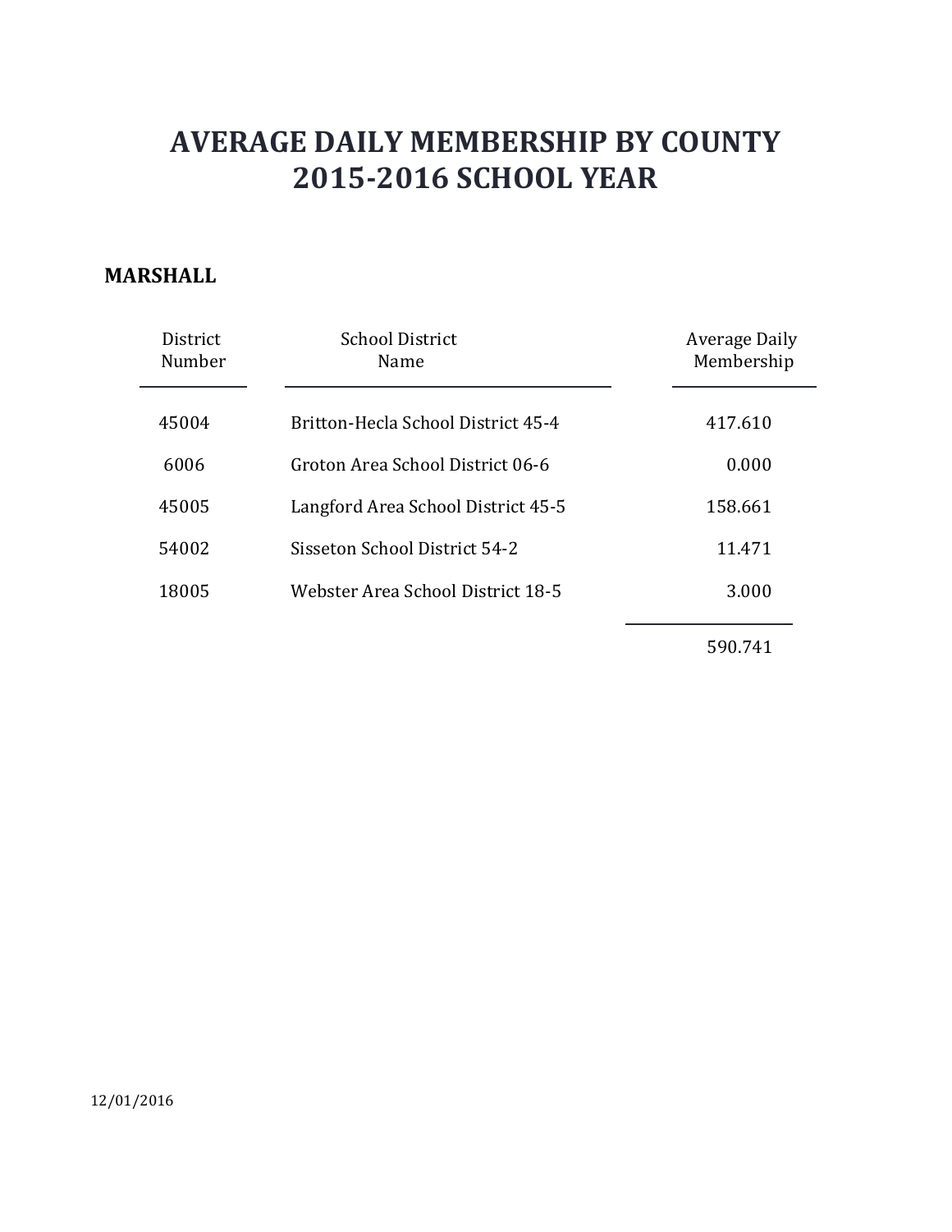# AVERAGE DAILY MEMBERSHIP BY COUNTY
# 2015-2016 SCHOOL YEAR

**MARSHALL**

| District Number | School District Name | Average Daily Membership |
|---|---|---|
| 45004 | Britton-Hecla School District 45-4 | 417.610 |
| 6006 | Groton Area School District 06-6 | 0.000 |
| 45005 | Langford Area School District 45-5 | 158.661 |
| 54002 | Sisseton School District 54-2 | 11.471 |
| 18005 | Webster Area School District 18-5 | 3.000 |
| | | 590.741 |

12/01/2016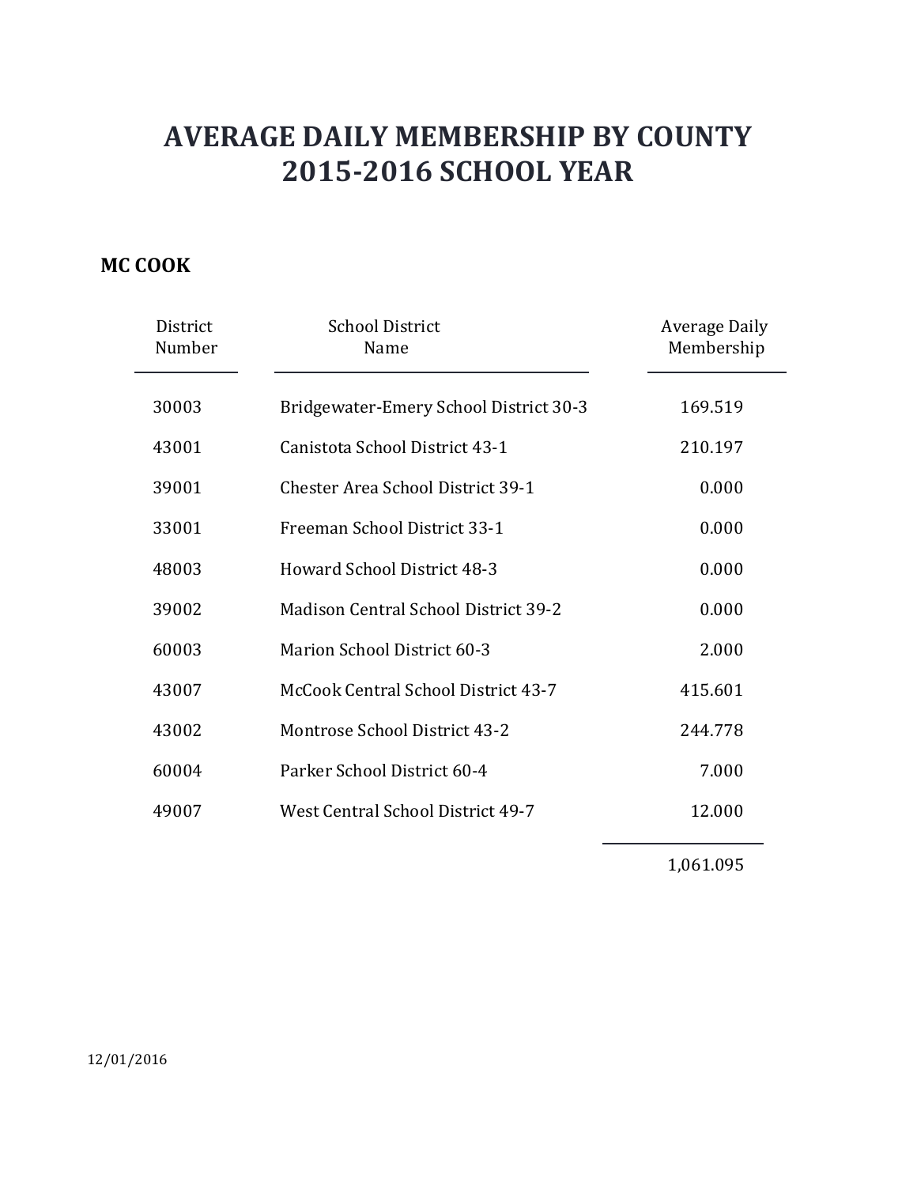# AVERAGE DAILY MEMBERSHIP BY COUNTY
# 2015-2016 SCHOOL YEAR

## MC COOK

| District Number | School District Name | Average Daily Membership |
|---|---|---|
| 30003 | Bridgewater-Emery School District 30-3 | 169.519 |
| 43001 | Canistota School District 43-1 | 210.197 |
| 39001 | Chester Area School District 39-1 | 0.000 |
| 33001 | Freeman School District 33-1 | 0.000 |
| 48003 | Howard School District 48-3 | 0.000 |
| 39002 | Madison Central School District 39-2 | 0.000 |
| 60003 | Marion School District 60-3 | 2.000 |
| 43007 | McCook Central School District 43-7 | 415.601 |
| 43002 | Montrose School District 43-2 | 244.778 |
| 60004 | Parker School District 60-4 | 7.000 |
| 49007 | West Central School District 49-7 | 12.000 |
| | | 1,061.095 |

12/01/2016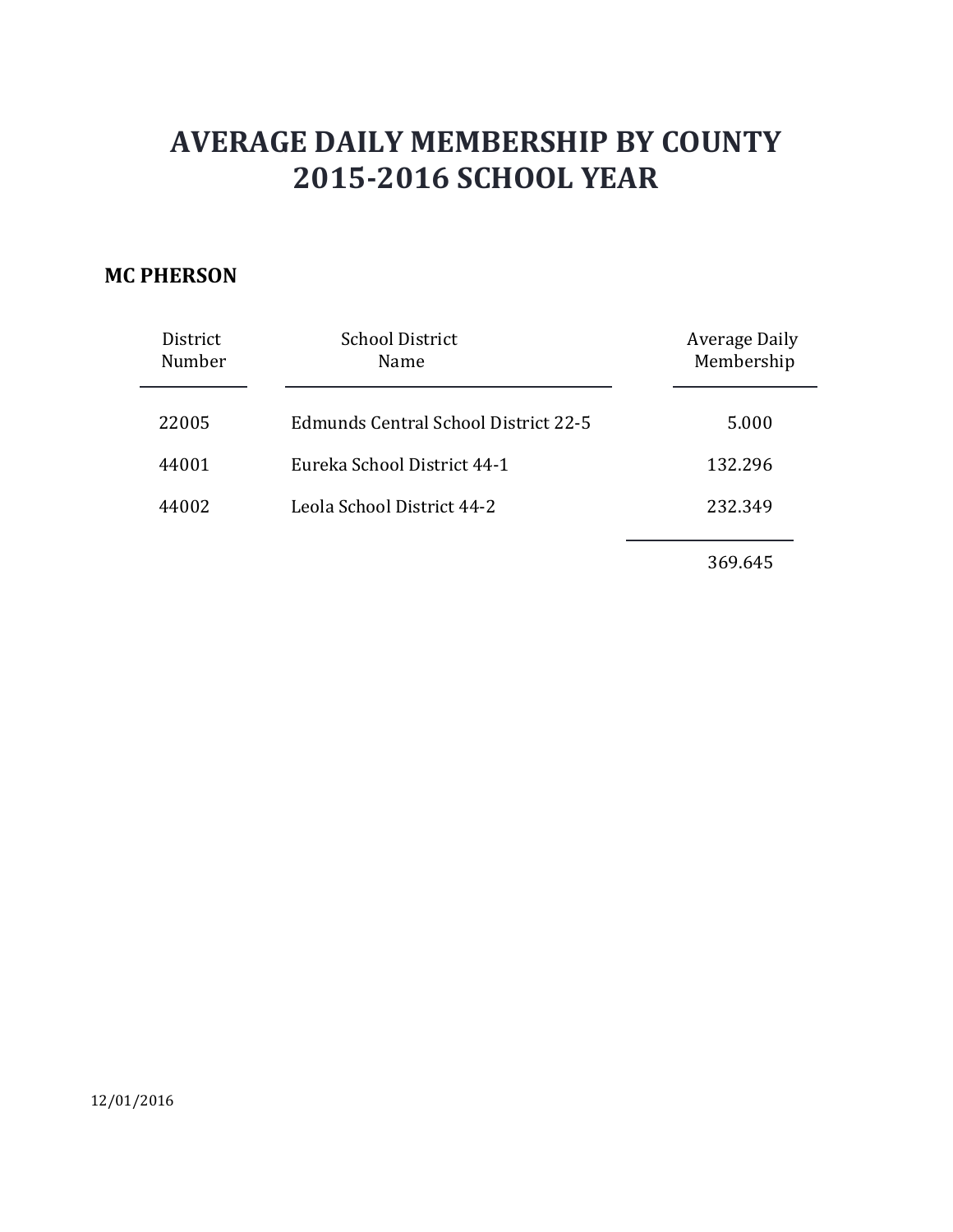# AVERAGE DAILY MEMBERSHIP BY COUNTY
# 2015-2016 SCHOOL YEAR

**MC PHERSON**

| District Number | School District Name | Average Daily Membership |
|---|---|---|
| 22005 | Edmunds Central School District 22-5 | 5.000 |
| 44001 | Eureka School District 44-1 | 132.296 |
| 44002 | Leola School District 44-2 | 232.349 |
| | | 369.645 |

12/01/2016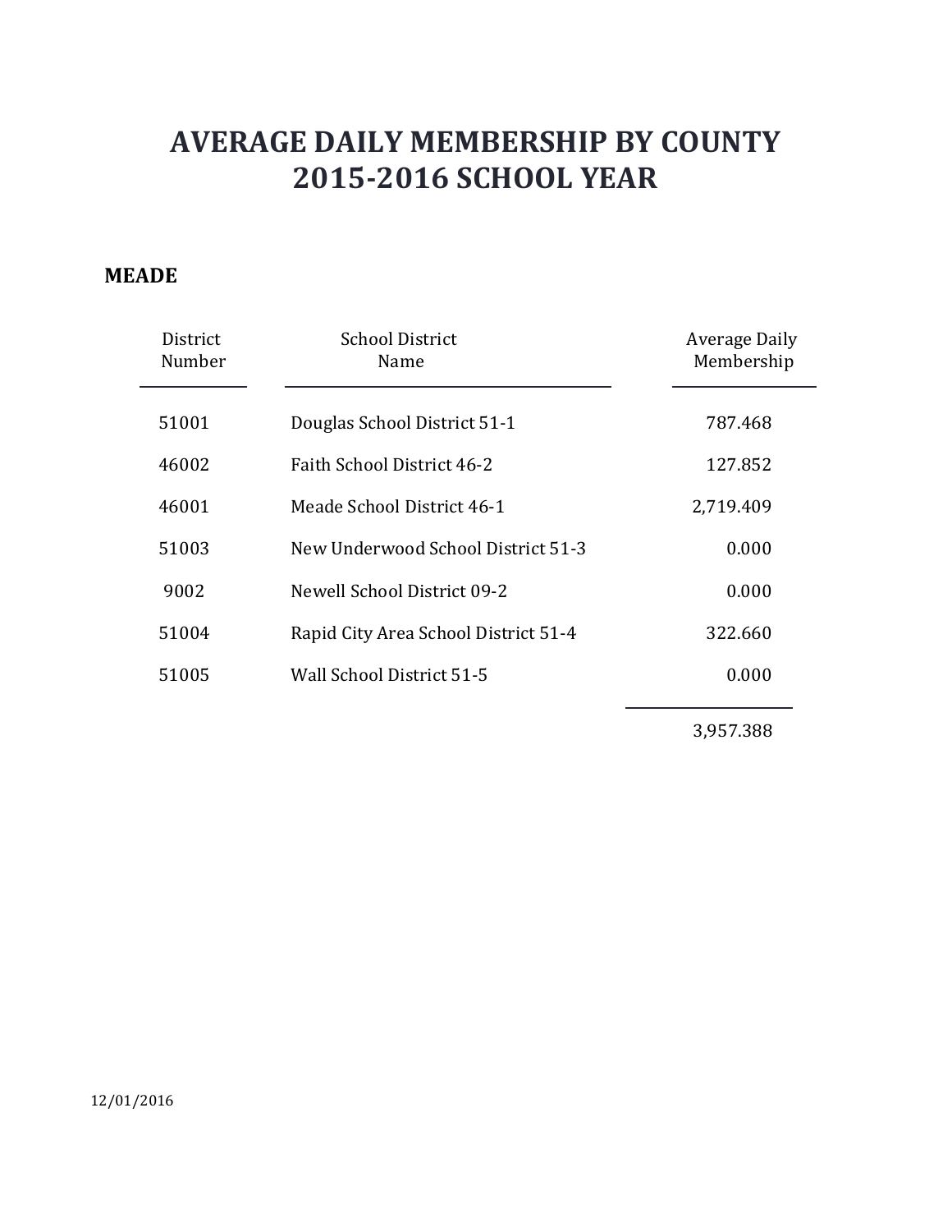# AVERAGE DAILY MEMBERSHIP BY COUNTY
# 2015-2016 SCHOOL YEAR

**MEADE**

| District Number | School District Name | Average Daily Membership |
|---|---|---|
| 51001 | Douglas School District 51-1 | 787.468 |
| 46002 | Faith School District 46-2 | 127.852 |
| 46001 | Meade School District 46-1 | 2,719.409 |
| 51003 | New Underwood School District 51-3 | 0.000 |
| 9002 | Newell School District 09-2 | 0.000 |
| 51004 | Rapid City Area School District 51-4 | 322.660 |
| 51005 | Wall School District 51-5 | 0.000 |
| | | 3,957.388 |

12/01/2016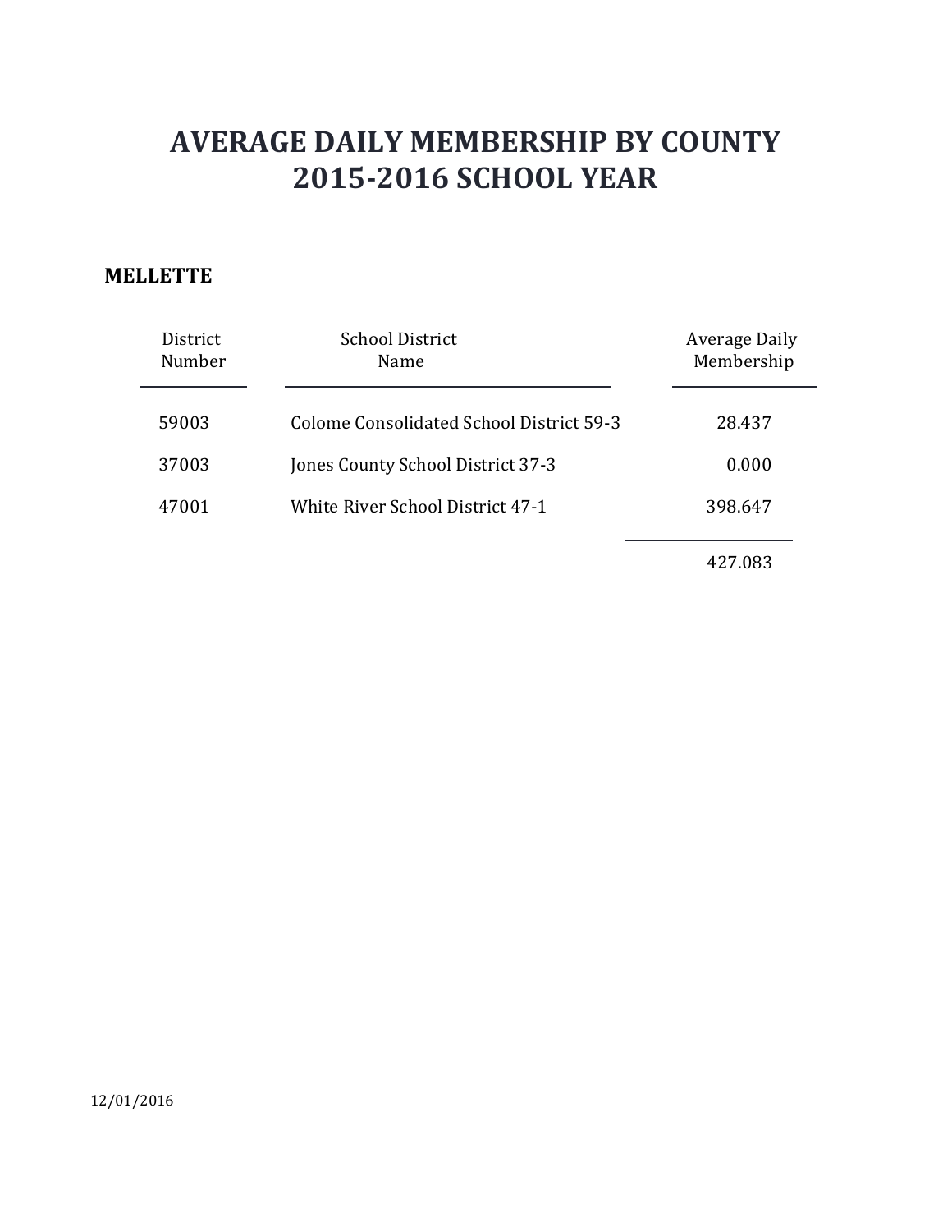# AVERAGE DAILY MEMBERSHIP BY COUNTY
# 2015-2016 SCHOOL YEAR

**MELLETTE**

| District Number | School District Name | Average Daily Membership |
|---|---|---|
| 59003 | Colome Consolidated School District 59-3 | 28.437 |
| 37003 | Jones County School District 37-3 | 0.000 |
| 47001 | White River School District 47-1 | 398.647 |
| | | 427.083 |

12/01/2016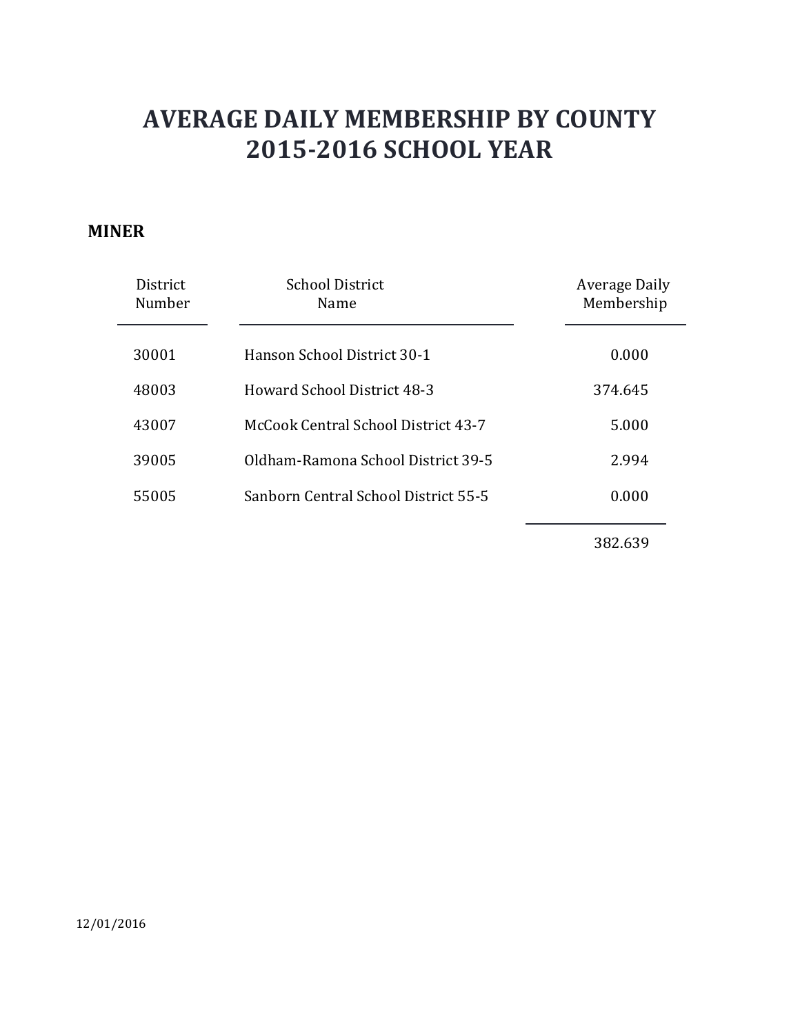# AVERAGE DAILY MEMBERSHIP BY COUNTY
# 2015-2016 SCHOOL YEAR

**MINER**

| District Number | School District Name | Average Daily Membership |
|---|---|---|
| 30001 | Hanson School District 30-1 | 0.000 |
| 48003 | Howard School District 48-3 | 374.645 |
| 43007 | McCook Central School District 43-7 | 5.000 |
| 39005 | Oldham-Ramona School District 39-5 | 2.994 |
| 55005 | Sanborn Central School District 55-5 | 0.000 |
| | | 382.639 |

12/01/2016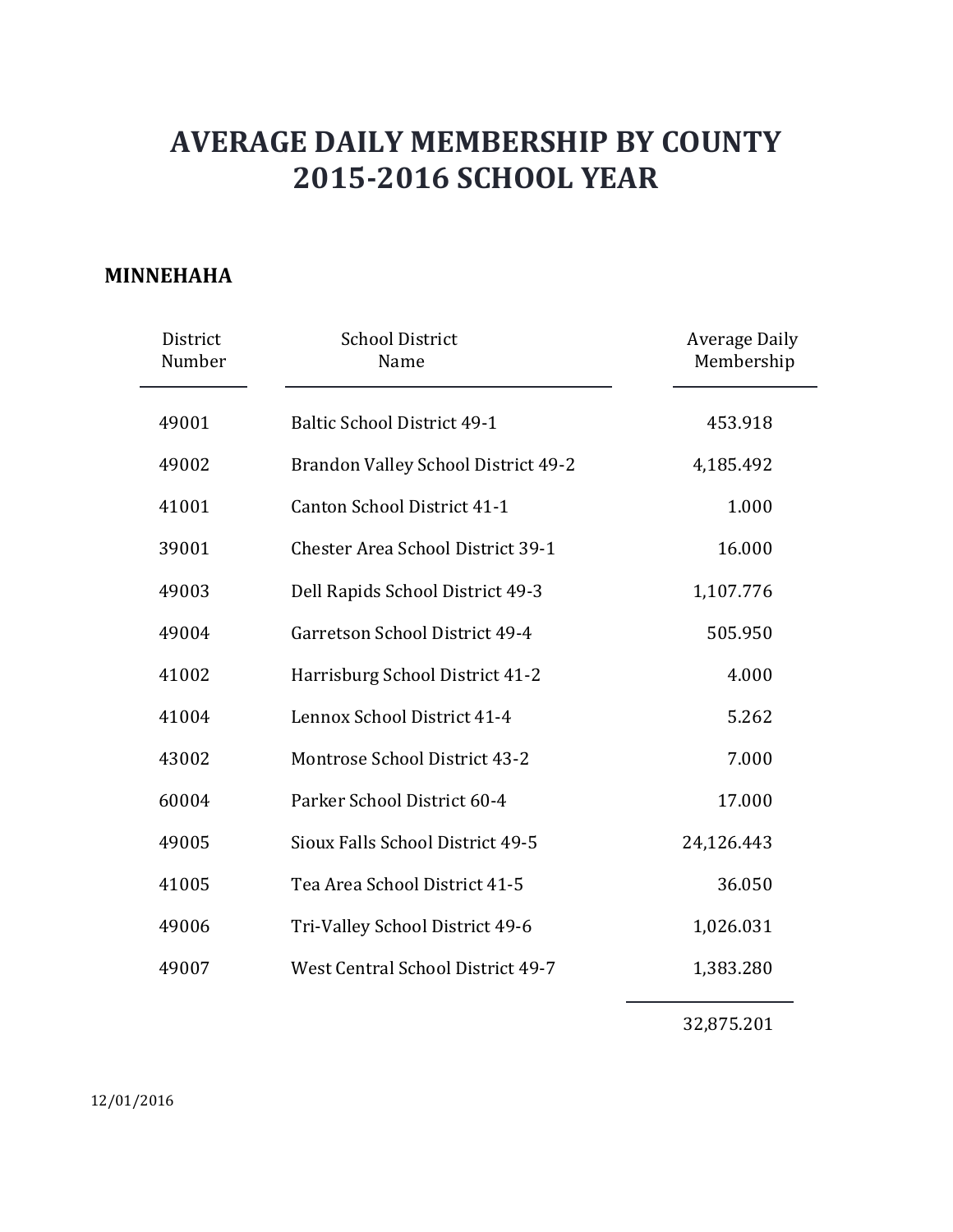# AVERAGE DAILY MEMBERSHIP BY COUNTY
# 2015-2016 SCHOOL YEAR

## MINNEHAHA

| District Number | School District Name | Average Daily Membership |
|---|---|---|
| 49001 | Baltic School District 49-1 | 453.918 |
| 49002 | Brandon Valley School District 49-2 | 4,185.492 |
| 41001 | Canton School District 41-1 | 1.000 |
| 39001 | Chester Area School District 39-1 | 16.000 |
| 49003 | Dell Rapids School District 49-3 | 1,107.776 |
| 49004 | Garretson School District 49-4 | 505.950 |
| 41002 | Harrisburg School District 41-2 | 4.000 |
| 41004 | Lennox School District 41-4 | 5.262 |
| 43002 | Montrose School District 43-2 | 7.000 |
| 60004 | Parker School District 60-4 | 17.000 |
| 49005 | Sioux Falls School District 49-5 | 24,126.443 |
| 41005 | Tea Area School District 41-5 | 36.050 |
| 49006 | Tri-Valley School District 49-6 | 1,026.031 |
| 49007 | West Central School District 49-7 | 1,383.280 |
| | | 32,875.201 |

12/01/2016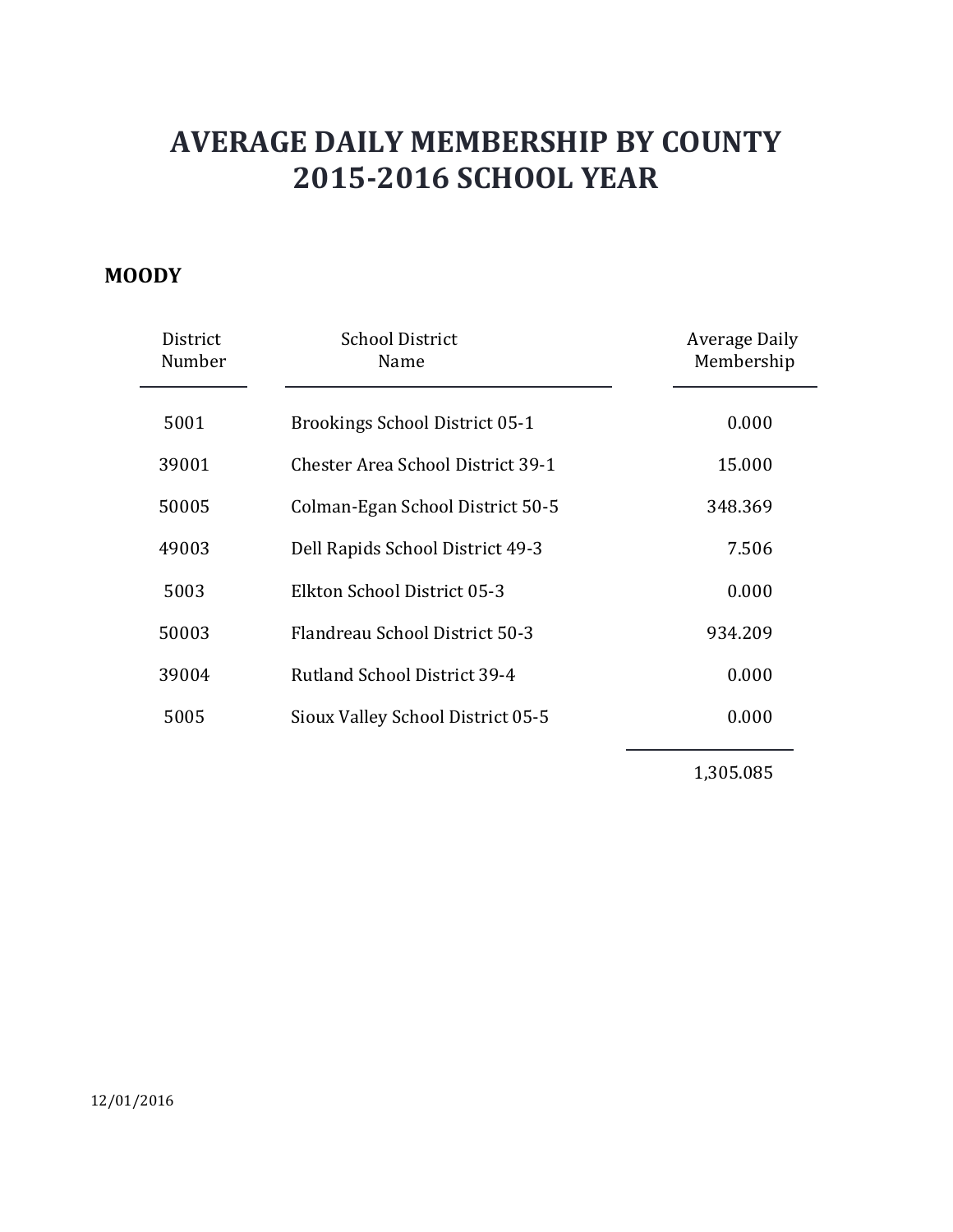# AVERAGE DAILY MEMBERSHIP BY COUNTY
# 2015-2016 SCHOOL YEAR

**MOODY**

| District Number | School District Name | Average Daily Membership |
|---|---|---|
| 5001 | Brookings School District 05-1 | 0.000 |
| 39001 | Chester Area School District 39-1 | 15.000 |
| 50005 | Colman-Egan School District 50-5 | 348.369 |
| 49003 | Dell Rapids School District 49-3 | 7.506 |
| 5003 | Elkton School District 05-3 | 0.000 |
| 50003 | Flandreau School District 50-3 | 934.209 |
| 39004 | Rutland School District 39-4 | 0.000 |
| 5005 | Sioux Valley School District 05-5 | 0.000 |
| | | 1,305.085 |

12/01/2016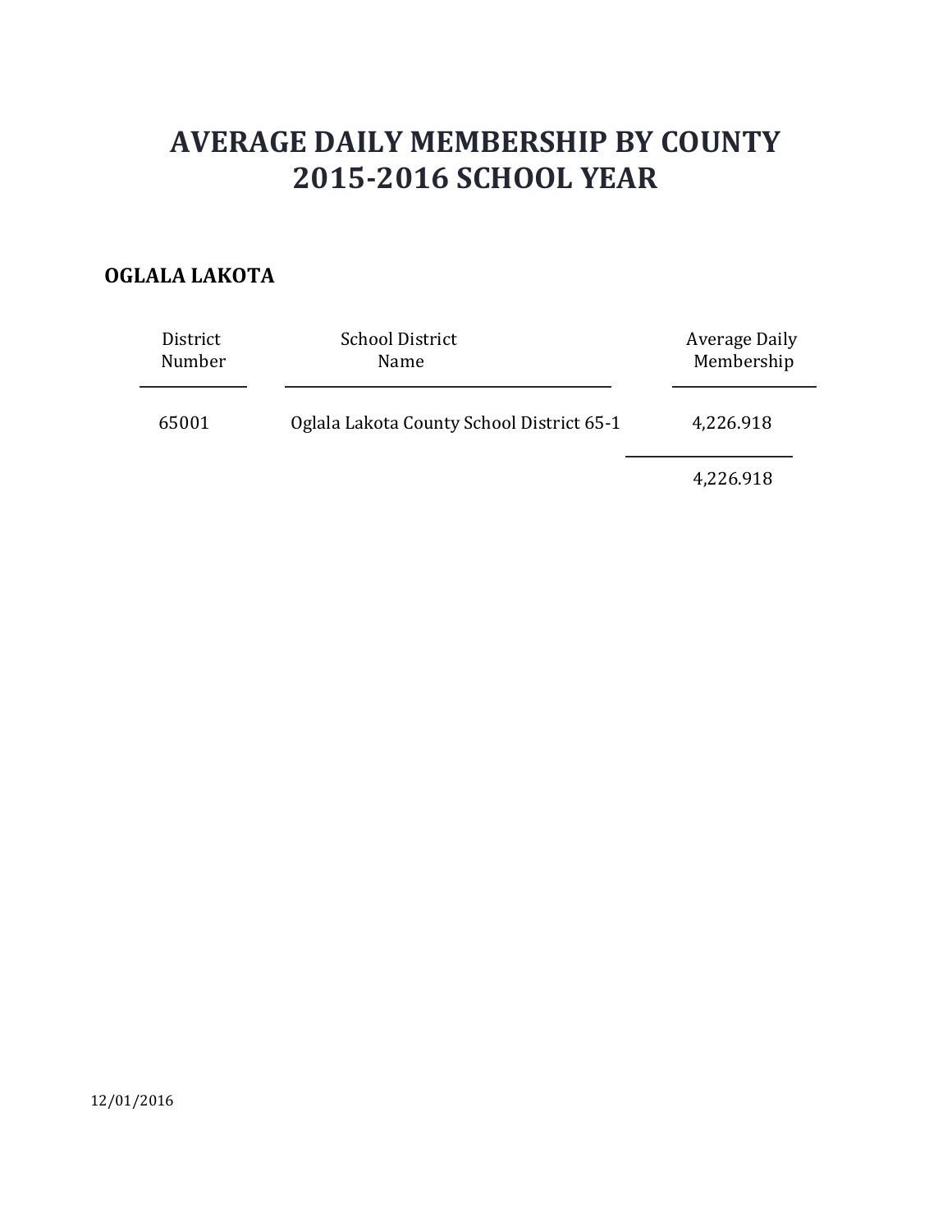# AVERAGE DAILY MEMBERSHIP BY COUNTY
# 2015-2016 SCHOOL YEAR

**OGLALA LAKOTA**

| District Number | School District Name | Average Daily Membership |
|---|---|---|
| 65001 | Oglala Lakota County School District 65-1 | 4,226.918 |
| | | 4,226.918 |

12/01/2016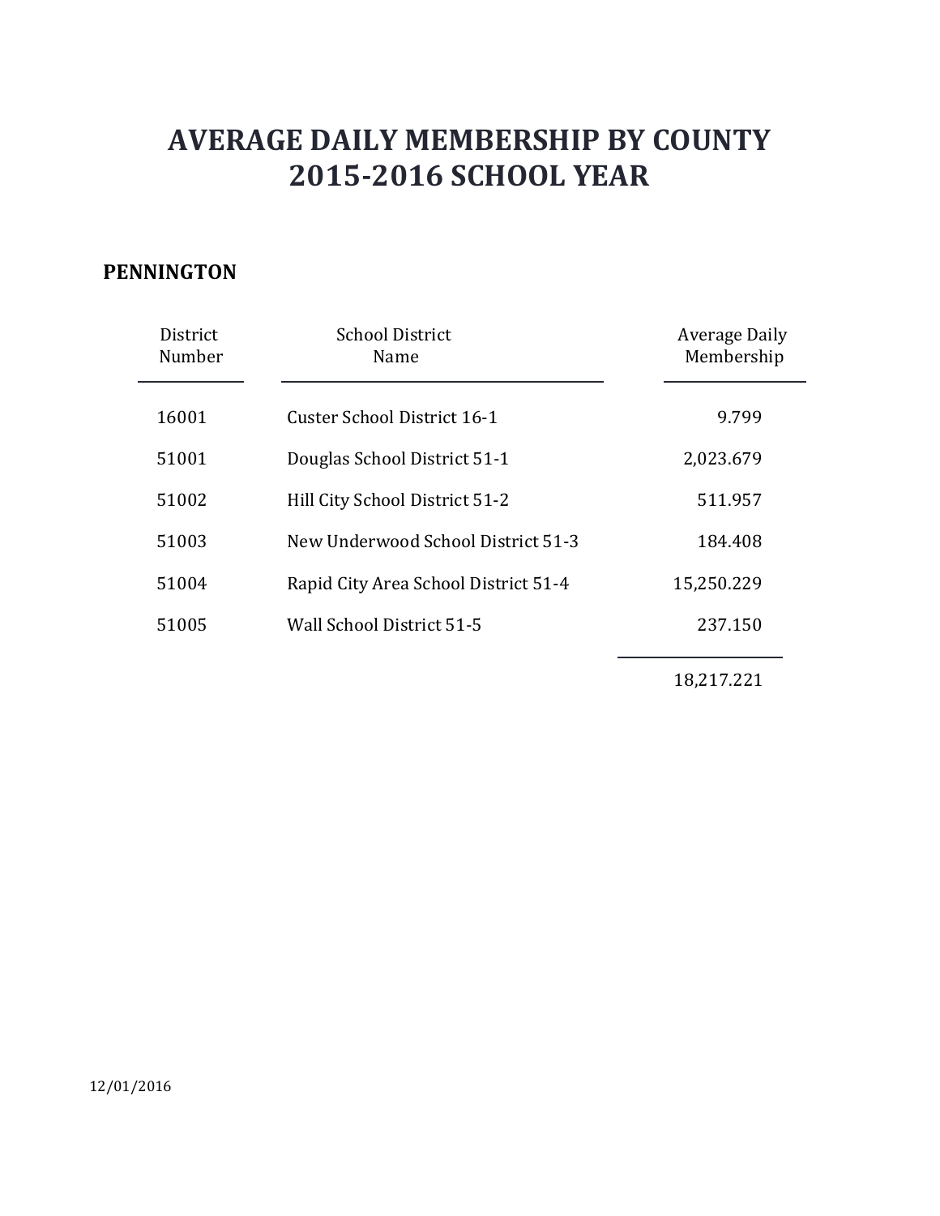# AVERAGE DAILY MEMBERSHIP BY COUNTY
# 2015-2016 SCHOOL YEAR

**PENNINGTON**

| District Number | School District Name | Average Daily Membership |
|---|---|---|
| 16001 | Custer School District 16-1 | 9.799 |
| 51001 | Douglas School District 51-1 | 2,023.679 |
| 51002 | Hill City School District 51-2 | 511.957 |
| 51003 | New Underwood School District 51-3 | 184.408 |
| 51004 | Rapid City Area School District 51-4 | 15,250.229 |
| 51005 | Wall School District 51-5 | 237.150 |
| | | 18,217.221 |

12/01/2016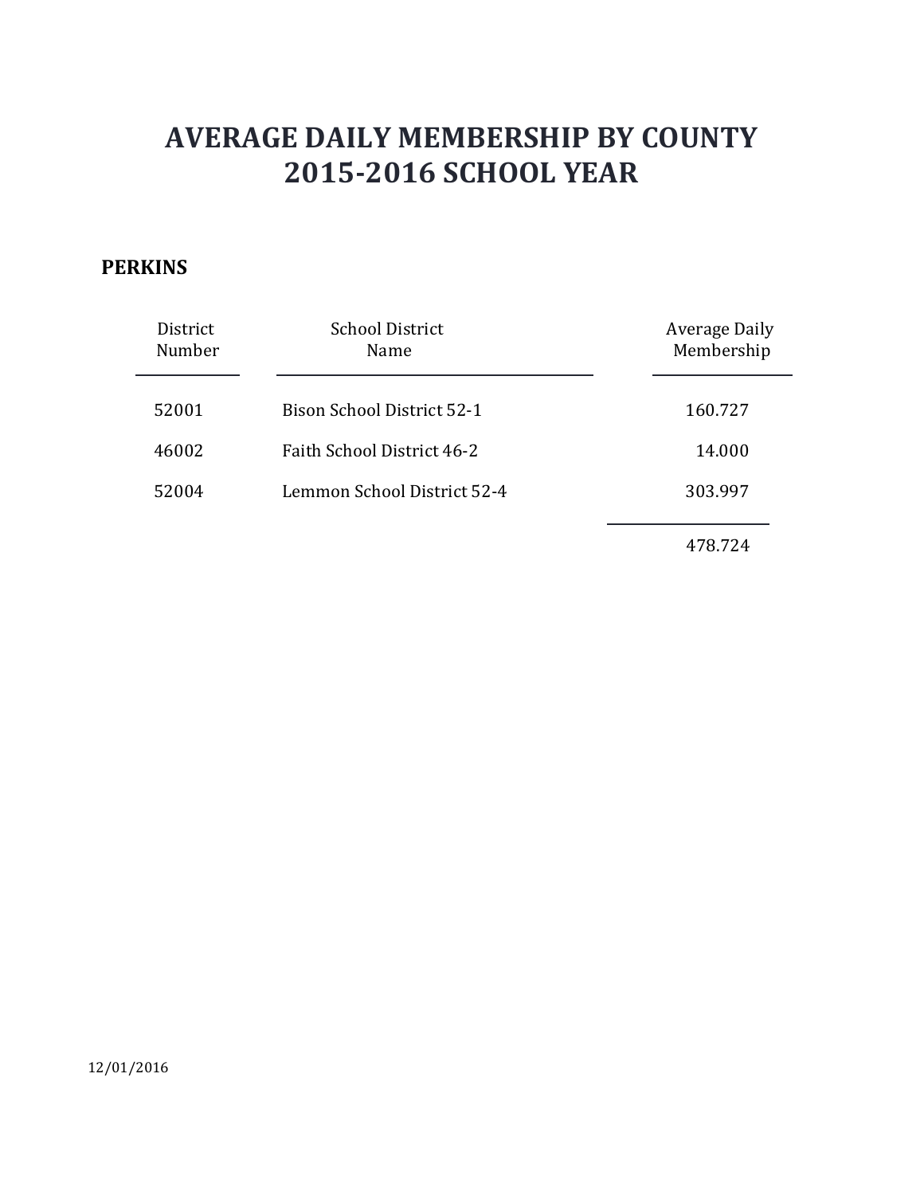# AVERAGE DAILY MEMBERSHIP BY COUNTY
# 2015-2016 SCHOOL YEAR

**PERKINS**

| District Number | School District Name | Average Daily Membership |
|---|---|---|
| 52001 | Bison School District 52-1 | 160.727 |
| 46002 | Faith School District 46-2 | 14.000 |
| 52004 | Lemmon School District 52-4 | 303.997 |
| | | 478.724 |

12/01/2016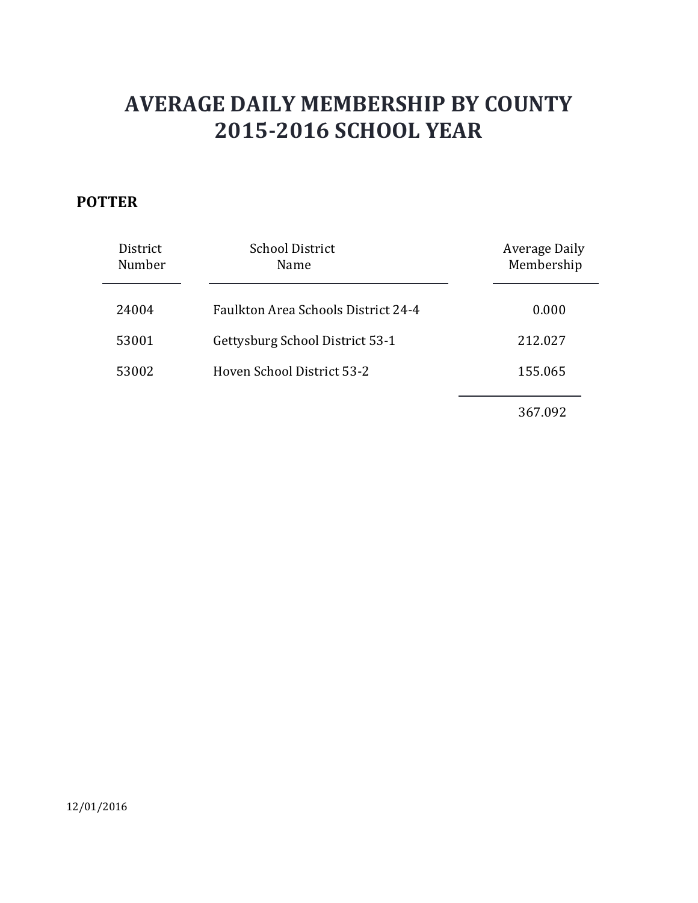# AVERAGE DAILY MEMBERSHIP BY COUNTY
# 2015-2016 SCHOOL YEAR

**POTTER**

| District Number | School District Name | Average Daily Membership |
|---|---|---|
| 24004 | Faulkton Area Schools District 24-4 | 0.000 |
| 53001 | Gettysburg School District 53-1 | 212.027 |
| 53002 | Hoven School District 53-2 | 155.065 |
| | | 367.092 |

12/01/2016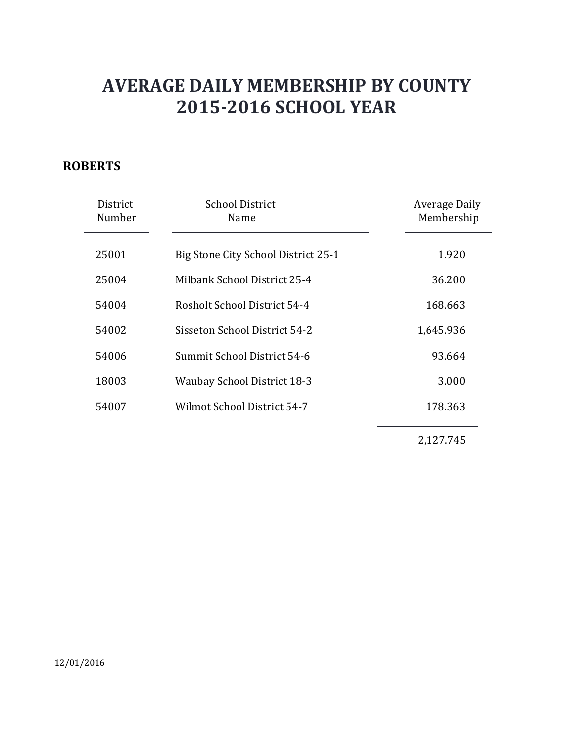# AVERAGE DAILY MEMBERSHIP BY COUNTY
# 2015-2016 SCHOOL YEAR

## ROBERTS

| District Number | School District Name | Average Daily Membership |
|---|---|---|
| 25001 | Big Stone City School District 25-1 | 1.920 |
| 25004 | Milbank School District 25-4 | 36.200 |
| 54004 | Rosholt School District 54-4 | 168.663 |
| 54002 | Sisseton School District 54-2 | 1,645.936 |
| 54006 | Summit School District 54-6 | 93.664 |
| 18003 | Waubay School District 18-3 | 3.000 |
| 54007 | Wilmot School District 54-7 | 178.363 |
| | | 2,127.745 |

12/01/2016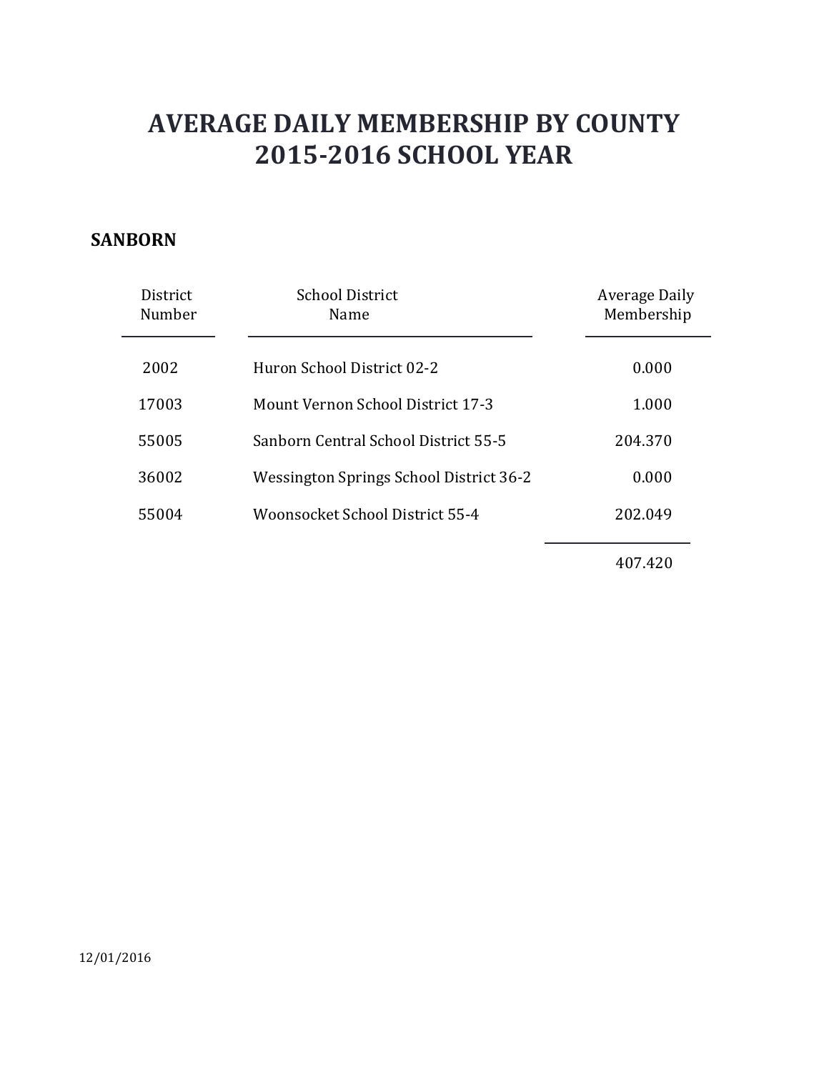# AVERAGE DAILY MEMBERSHIP BY COUNTY
# 2015-2016 SCHOOL YEAR

**SANBORN**

| District Number | School District Name | Average Daily Membership |
|---|---|---|
| 2002 | Huron School District 02-2 | 0.000 |
| 17003 | Mount Vernon School District 17-3 | 1.000 |
| 55005 | Sanborn Central School District 55-5 | 204.370 |
| 36002 | Wessington Springs School District 36-2 | 0.000 |
| 55004 | Woonsocket School District 55-4 | 202.049 |
| | | 407.420 |

12/01/2016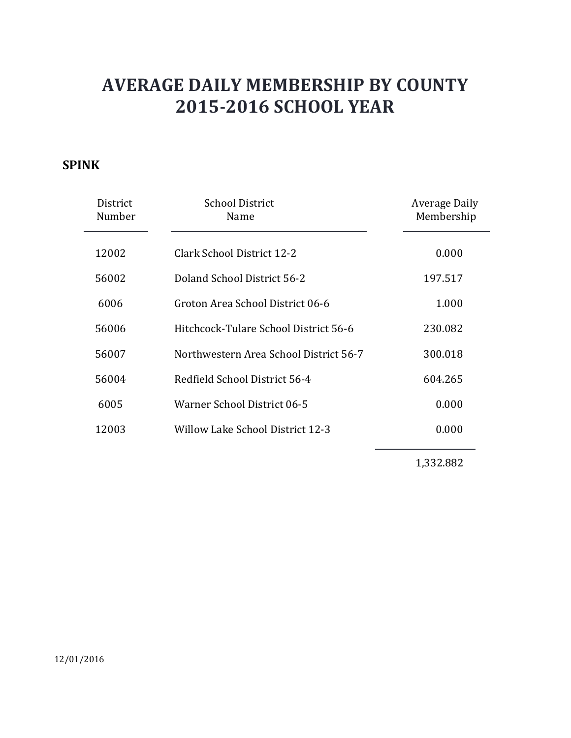# AVERAGE DAILY MEMBERSHIP BY COUNTY
# 2015-2016 SCHOOL YEAR

**SPINK**

| District Number | School District Name | Average Daily Membership |
|---|---|---|
| 12002 | Clark School District 12-2 | 0.000 |
| 56002 | Doland School District 56-2 | 197.517 |
| 6006 | Groton Area School District 06-6 | 1.000 |
| 56006 | Hitchcock-Tulare School District 56-6 | 230.082 |
| 56007 | Northwestern Area School District 56-7 | 300.018 |
| 56004 | Redfield School District 56-4 | 604.265 |
| 6005 | Warner School District 06-5 | 0.000 |
| 12003 | Willow Lake School District 12-3 | 0.000 |
| | | 1,332.882 |

12/01/2016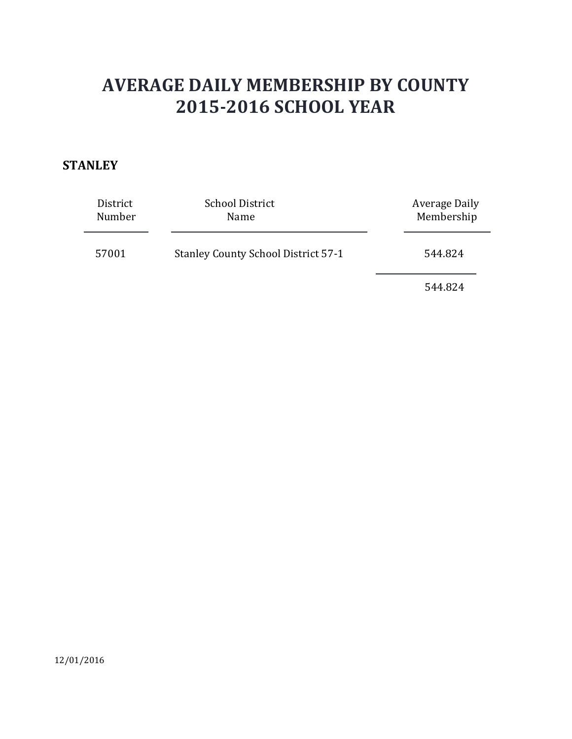# AVERAGE DAILY MEMBERSHIP BY COUNTY
# 2015-2016 SCHOOL YEAR

**STANLEY**

| District Number | School District Name | Average Daily Membership |
|---|---|---|
| 57001 | Stanley County School District 57-1 | 544.824 |
| | | 544.824 |

12/01/2016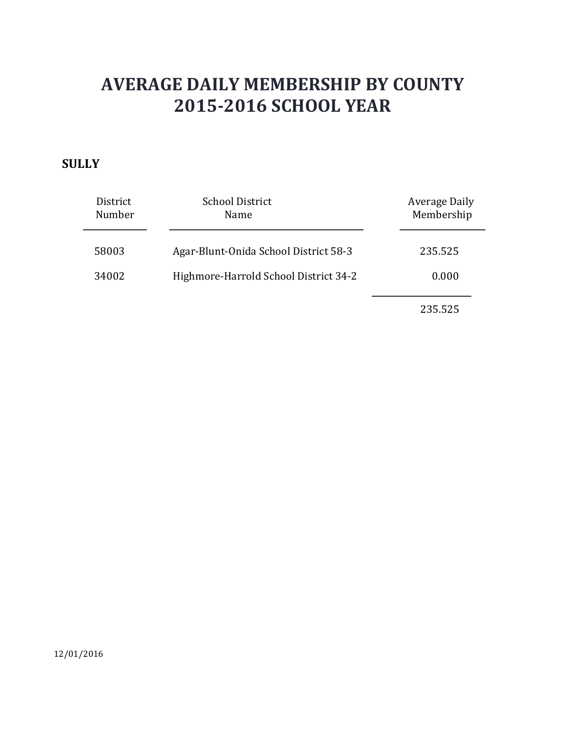# AVERAGE DAILY MEMBERSHIP BY COUNTY
# 2015-2016 SCHOOL YEAR

**SULLY**

| District Number | School District Name | Average Daily Membership |
|---|---|---|
| 58003 | Agar-Blunt-Onida School District 58-3 | 235.525 |
| 34002 | Highmore-Harrold School District 34-2 | 0.000 |
| | | 235.525 |

12/01/2016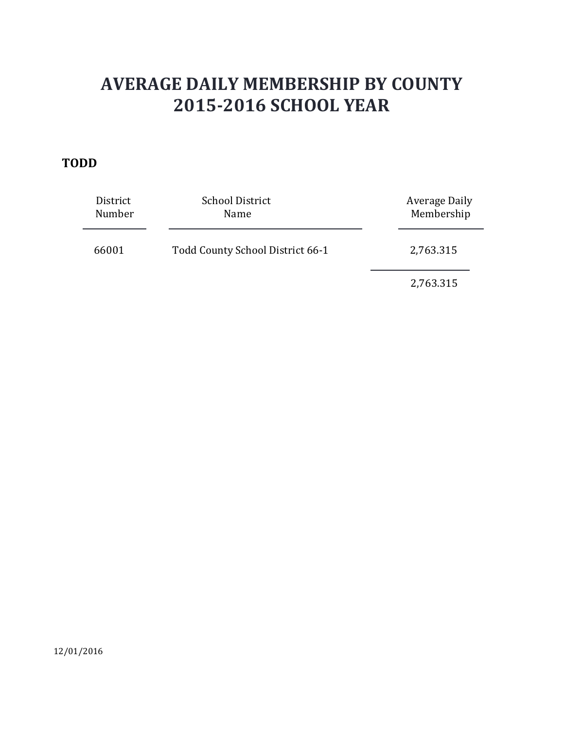# AVERAGE DAILY MEMBERSHIP BY COUNTY
# 2015-2016 SCHOOL YEAR

**TODD**

| District Number | School District Name | Average Daily Membership |
|---|---|---|
| 66001 | Todd County School District 66-1 | 2,763.315 |
| | | 2,763.315 |

12/01/2016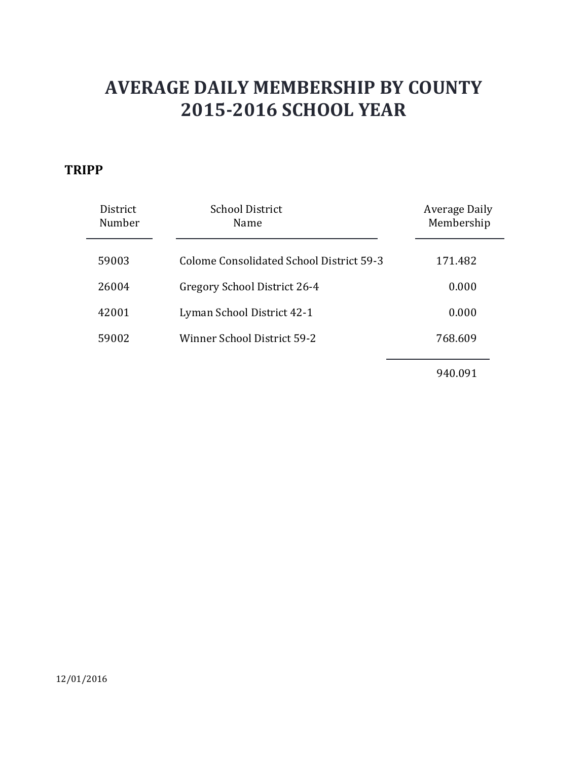# AVERAGE DAILY MEMBERSHIP BY COUNTY
# 2015-2016 SCHOOL YEAR

**TRIPP**

| District Number | School District Name | Average Daily Membership |
|---|---|---|
| 59003 | Colome Consolidated School District 59-3 | 171.482 |
| 26004 | Gregory School District 26-4 | 0.000 |
| 42001 | Lyman School District 42-1 | 0.000 |
| 59002 | Winner School District 59-2 | 768.609 |
| | | 940.091 |

12/01/2016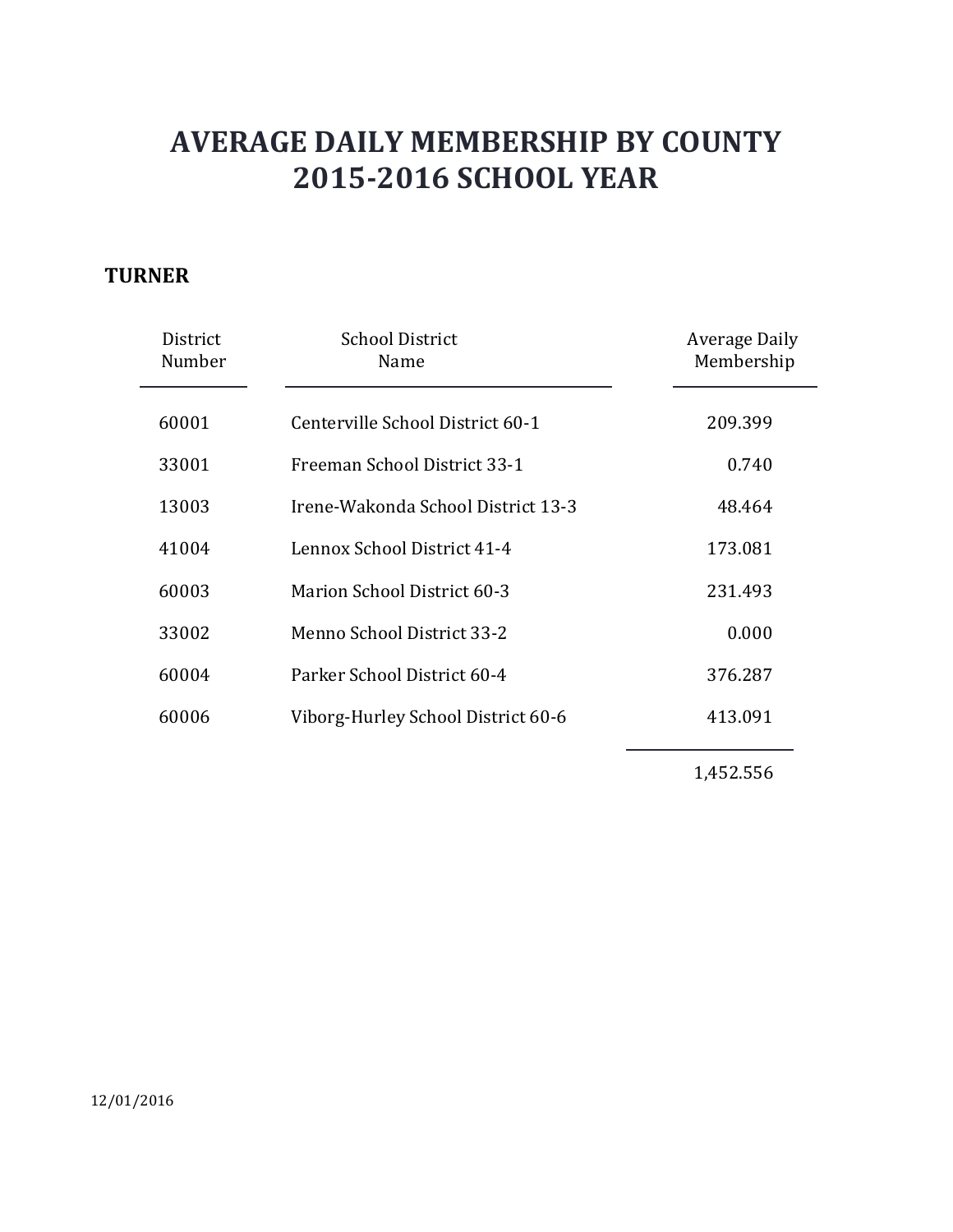# AVERAGE DAILY MEMBERSHIP BY COUNTY
# 2015-2016 SCHOOL YEAR

## TURNER

| District Number | School District Name | Average Daily Membership |
|---|---|---|
| 60001 | Centerville School District 60-1 | 209.399 |
| 33001 | Freeman School District 33-1 | 0.740 |
| 13003 | Irene-Wakonda School District 13-3 | 48.464 |
| 41004 | Lennox School District 41-4 | 173.081 |
| 60003 | Marion School District 60-3 | 231.493 |
| 33002 | Menno School District 33-2 | 0.000 |
| 60004 | Parker School District 60-4 | 376.287 |
| 60006 | Viborg-Hurley School District 60-6 | 413.091 |
| | | 1,452.556 |

12/01/2016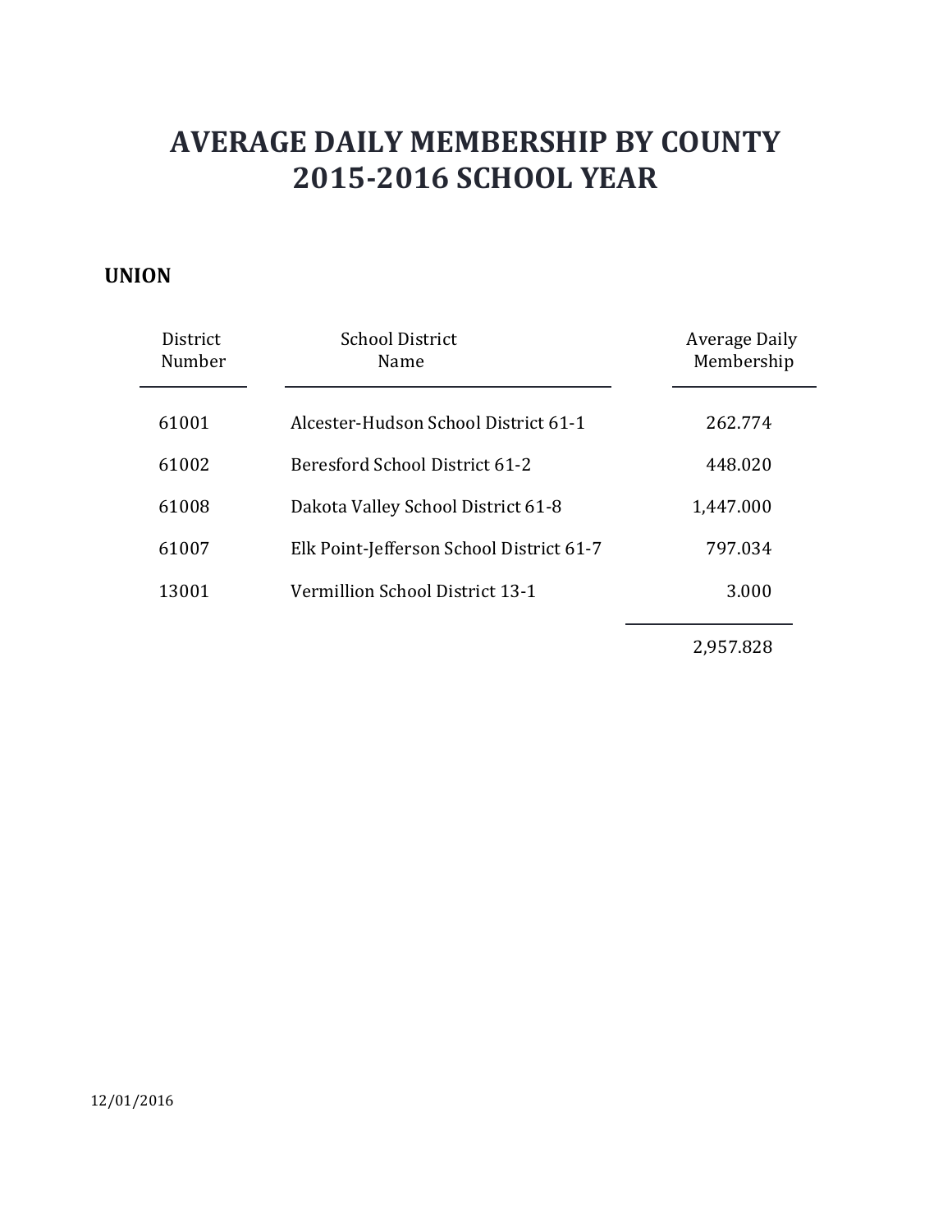# AVERAGE DAILY MEMBERSHIP BY COUNTY
# 2015-2016 SCHOOL YEAR

## UNION

| District Number | School District Name | Average Daily Membership |
|---|---|---|
| 61001 | Alcester-Hudson School District 61-1 | 262.774 |
| 61002 | Beresford School District 61-2 | 448.020 |
| 61008 | Dakota Valley School District 61-8 | 1,447.000 |
| 61007 | Elk Point-Jefferson School District 61-7 | 797.034 |
| 13001 | Vermillion School District 13-1 | 3.000 |
| | | 2,957.828 |

12/01/2016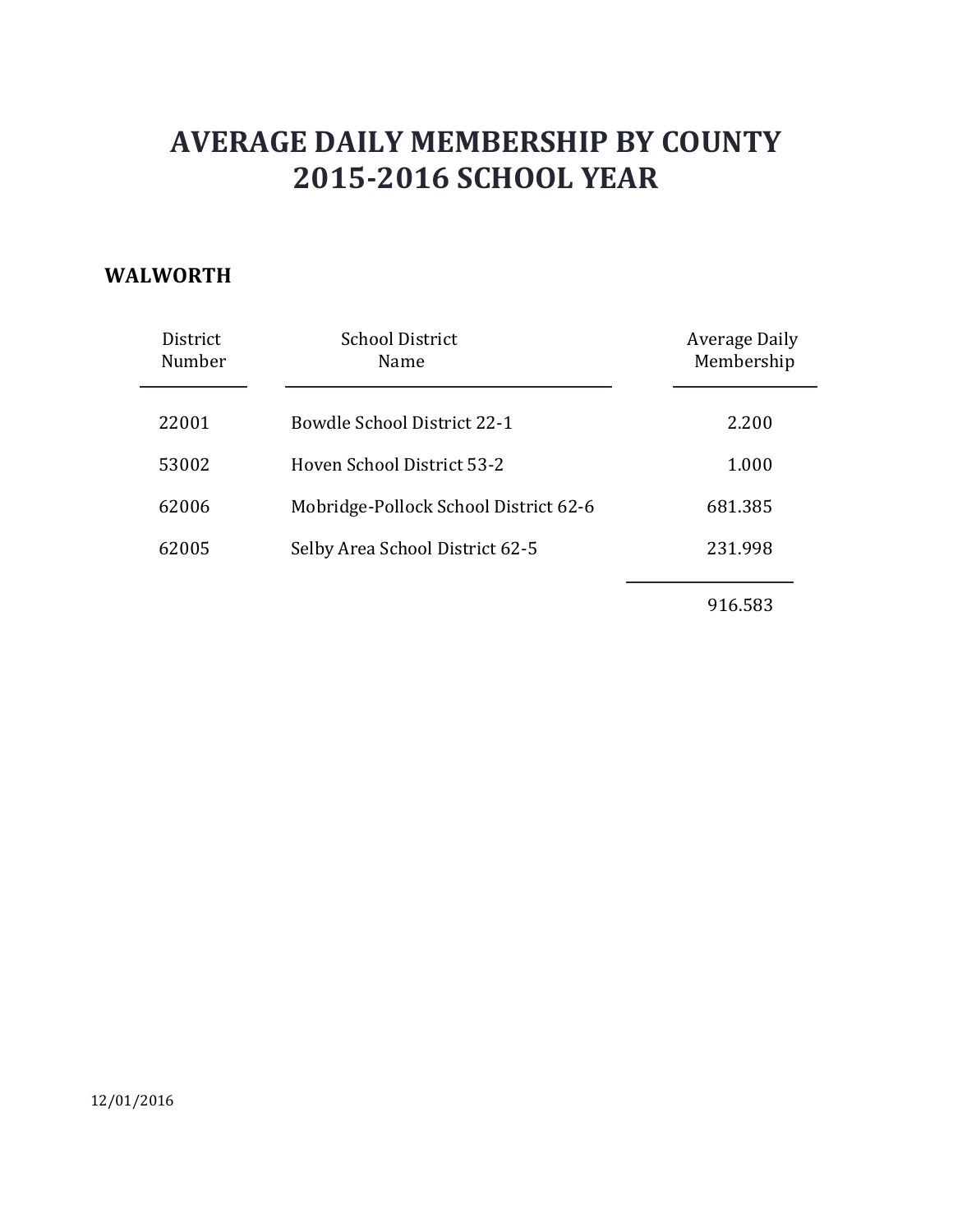# AVERAGE DAILY MEMBERSHIP BY COUNTY
# 2015-2016 SCHOOL YEAR

**WALWORTH**

| District Number | School District Name | Average Daily Membership |
|---|---|---|
| 22001 | Bowdle School District 22-1 | 2.200 |
| 53002 | Hoven School District 53-2 | 1.000 |
| 62006 | Mobridge-Pollock School District 62-6 | 681.385 |
| 62005 | Selby Area School District 62-5 | 231.998 |
| | | 916.583 |

12/01/2016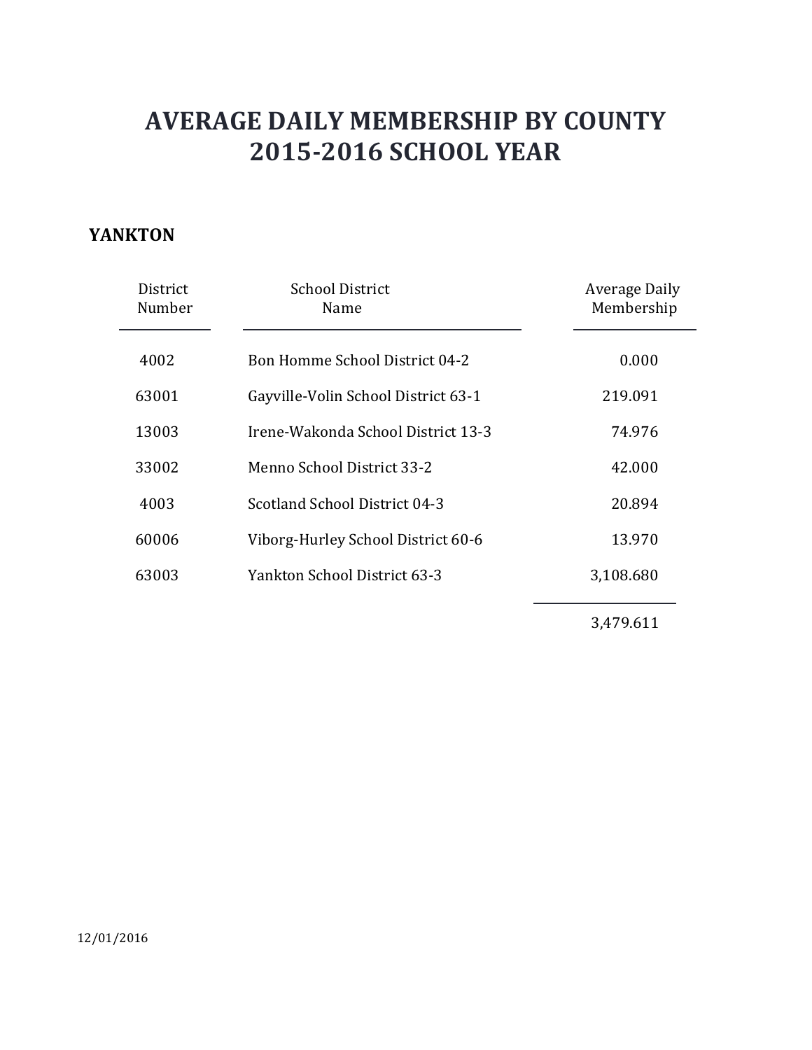# AVERAGE DAILY MEMBERSHIP BY COUNTY
# 2015-2016 SCHOOL YEAR

**YANKTON**

| District Number | School District Name | Average Daily Membership |
|---|---|---|
| 4002 | Bon Homme School District 04-2 | 0.000 |
| 63001 | Gayville-Volin School District 63-1 | 219.091 |
| 13003 | Irene-Wakonda School District 13-3 | 74.976 |
| 33002 | Menno School District 33-2 | 42.000 |
| 4003 | Scotland School District 04-3 | 20.894 |
| 60006 | Viborg-Hurley School District 60-6 | 13.970 |
| 63003 | Yankton School District 63-3 | 3,108.680 |
| | | 3,479.611 |

12/01/2016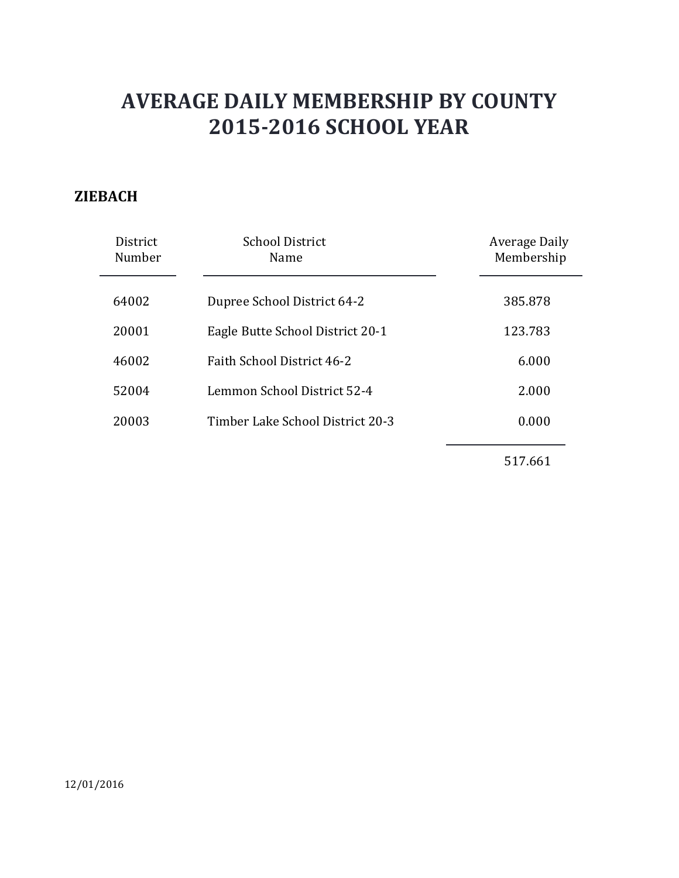# AVERAGE DAILY MEMBERSHIP BY COUNTY
# 2015-2016 SCHOOL YEAR

**ZIEBACH**

| District Number | School District Name | Average Daily Membership |
| --- | --- | --- |
| 64002 | Dupree School District 64-2 | 385.878 |
| 20001 | Eagle Butte School District 20-1 | 123.783 |
| 46002 | Faith School District 46-2 | 6.000 |
| 52004 | Lemmon School District 52-4 | 2.000 |
| 20003 | Timber Lake School District 20-3 | 0.000 |
| | | 517.661 |

12/01/2016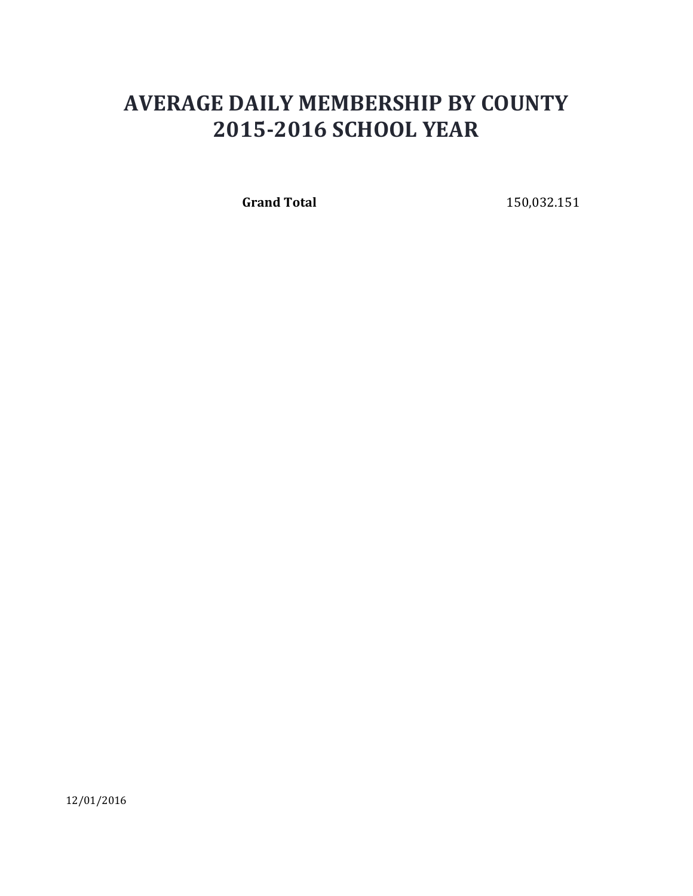# AVERAGE DAILY MEMBERSHIP BY COUNTY
# 2015-2016 SCHOOL YEAR

| | |
|---|---|
| **Grand Total** | 150,032.151 |

12/01/2016